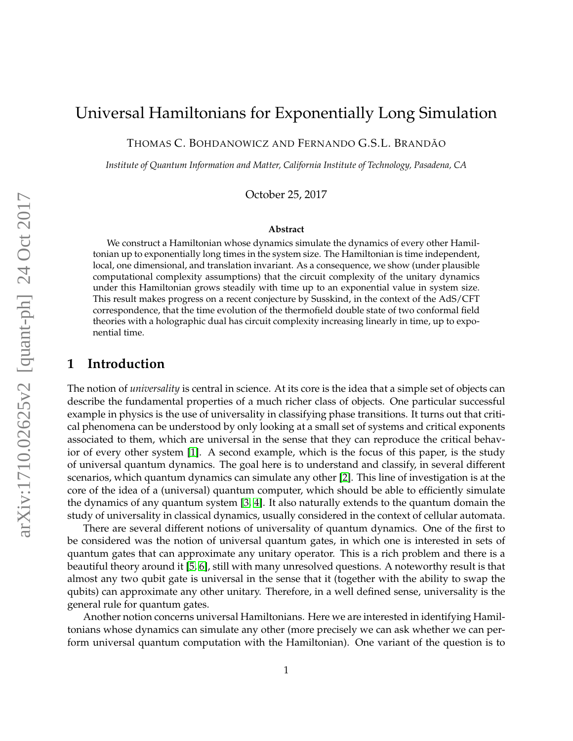# Universal Hamiltonians for Exponentially Long Simulation

THOMAS C. BOHDANOWICZ AND FERNANDO G.S.L. BRANDÃO

*Institute of Quantum Information and Matter, California Institute of Technology, Pasadena, CA*

October 25, 2017

### Abstract

We construct a Hamiltonian whose dynamics simulate the dynamics of every other Hamiltonian up to exponentially long times in the system size. The Hamiltonian is time independent, local, one dimensional, and translation invariant. As a consequence, we show (under plausible computational complexity assumptions) that the circuit complexity of the unitary dynamics under this Hamiltonian grows steadily with time up to an exponential value in system size. This result makes progress on a recent conjecture by Susskind, in the context of the AdS/CFT correspondence, that the time evolution of the thermofield double state of two conformal field theories with a holographic dual has circuit complexity increasing linearly in time, up to exponential time.

## 1 Introduction

The notion of *universality* is central in science. At its core is the idea that a simple set of objects can describe the fundamental properties of a much richer class of objects. One particular successful example in physics is the use of universality in classifying phase transitions. It turns out that critical phenomena can be understood by only looking at a small set of systems and critical exponents associated to them, which are universal in the sense that they can reproduce the critical behavior of every other system [1]. A second example, which is the focus of this paper, is the study of universal quantum dynamics. The goal here is to understand and classify, in several different scenarios, which quantum dynamics can simulate any other [2]. This line of investigation is at the core of the idea of a (universal) quantum computer, which should be able to efficiently simulate the dynamics of any quantum system [3, 4]. It also naturally extends to the quantum domain the study of universality in classical dynamics, usually considered in the context of cellular automata.

There are several different notions of universality of quantum dynamics. One of the first to be considered was the notion of universal quantum gates, in which one is interested in sets of quantum gates that can approximate any unitary operator. This is a rich problem and there is a beautiful theory around it [5, 6], still with many unresolved questions. A noteworthy result is that almost any two qubit gate is universal in the sense that it (together with the ability to swap the qubits) can approximate any other unitary. Therefore, in a well defined sense, universality is the general rule for quantum gates.

Another notion concerns universal Hamiltonians. Here we are interested in identifying Hamiltonians whose dynamics can simulate any other (more precisely we can ask whether we can perform universal quantum computation with the Hamiltonian). One variant of the question is to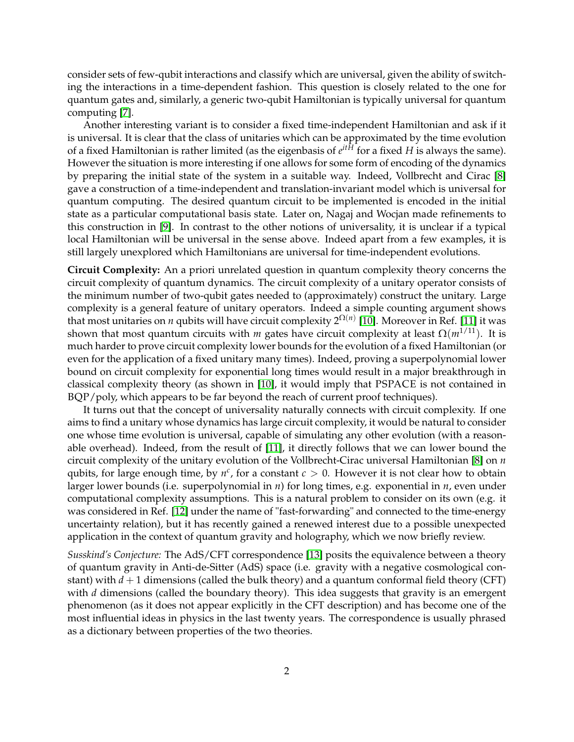consider sets of few-qubit interactions and classify which are universal, given the ability of switching the interactions in a time-dependent fashion. This question is closely related to the one for quantum gates and, similarly, a generic two-qubit Hamiltonian is typically universal for quantum computing [7].

Another interesting variant is to consider a fixed time-independent Hamiltonian and ask if it is universal. It is clear that the class of unitaries which can be approximated by the time evolution of a fixed Hamiltonian is rather limited (as the eigenbasis of $e^{itH}$ for a fixed $H$ is always the same). However the situation is more interesting if one allows for some form of encoding of the dynamics by preparing the initial state of the system in a suitable way. Indeed, Vollbrecht and Cirac [8] gave a construction of a time-independent and translation-invariant model which is universal for quantum computing. The desired quantum circuit to be implemented is encoded in the initial state as a particular computational basis state. Later on, Nagaj and Wocjan made refinements to this construction in [9]. In contrast to the other notions of universality, it is unclear if a typical local Hamiltonian will be universal in the sense above. Indeed apart from a few examples, it is still largely unexplored which Hamiltonians are universal for time-independent evolutions.

**Circuit Complexity:** An a priori unrelated question in quantum complexity theory concerns the circuit complexity of quantum dynamics. The circuit complexity of a unitary operator consists of the minimum number of two-qubit gates needed to (approximately) construct the unitary. Large complexity is a general feature of unitary operators. Indeed a simple counting argument shows that most unitaries on $n$ qubits will have circuit complexity $2^{\Omega(n)}$ [10]. Moreover in Ref. [11] it was shown that most quantum circuits with $m$ gates have circuit complexity at least $\Omega(m^{1/11})$. It is much harder to prove circuit complexity lower bounds for the evolution of a fixed Hamiltonian (or even for the application of a fixed unitary many times). Indeed, proving a superpolynomial lower bound on circuit complexity for exponential long times would result in a major breakthrough in classical complexity theory (as shown in [10], it would imply that PSPACE is not contained in BQP/poly, which appears to be far beyond the reach of current proof techniques).

It turns out that the concept of universality naturally connects with circuit complexity. If one aims to find a unitary whose dynamics has large circuit complexity, it would be natural to consider one whose time evolution is universal, capable of simulating any other evolution (with a reasonable overhead). Indeed, from the result of [11], it directly follows that we can lower bound the circuit complexity of the unitary evolution of the Vollbrecht-Cirac universal Hamiltonian [8] on $n$ qubits, for large enough time, by $n^c$, for a constant $c > 0$. However it is not clear how to obtain larger lower bounds (i.e. superpolynomial in $n$) for long times, e.g. exponential in $n$, even under computational complexity assumptions. This is a natural problem to consider on its own (e.g. it was considered in Ref. [12] under the name of "fast-forwarding" and connected to the time-energy uncertainty relation), but it has recently gained a renewed interest due to a possible unexpected application in the context of quantum gravity and holography, which we now briefly review.

*Susskind's Conjecture:* The AdS/CFT correspondence [13] posits the equivalence between a theory of quantum gravity in Anti-de-Sitter (AdS) space (i.e. gravity with a negative cosmological constant) with $d+1$ dimensions (called the bulk theory) and a quantum conformal field theory (CFT) with $d$ dimensions (called the boundary theory). This idea suggests that gravity is an emergent phenomenon (as it does not appear explicitly in the CFT description) and has become one of the most influential ideas in physics in the last twenty years. The correspondence is usually phrased as a dictionary between properties of the two theories.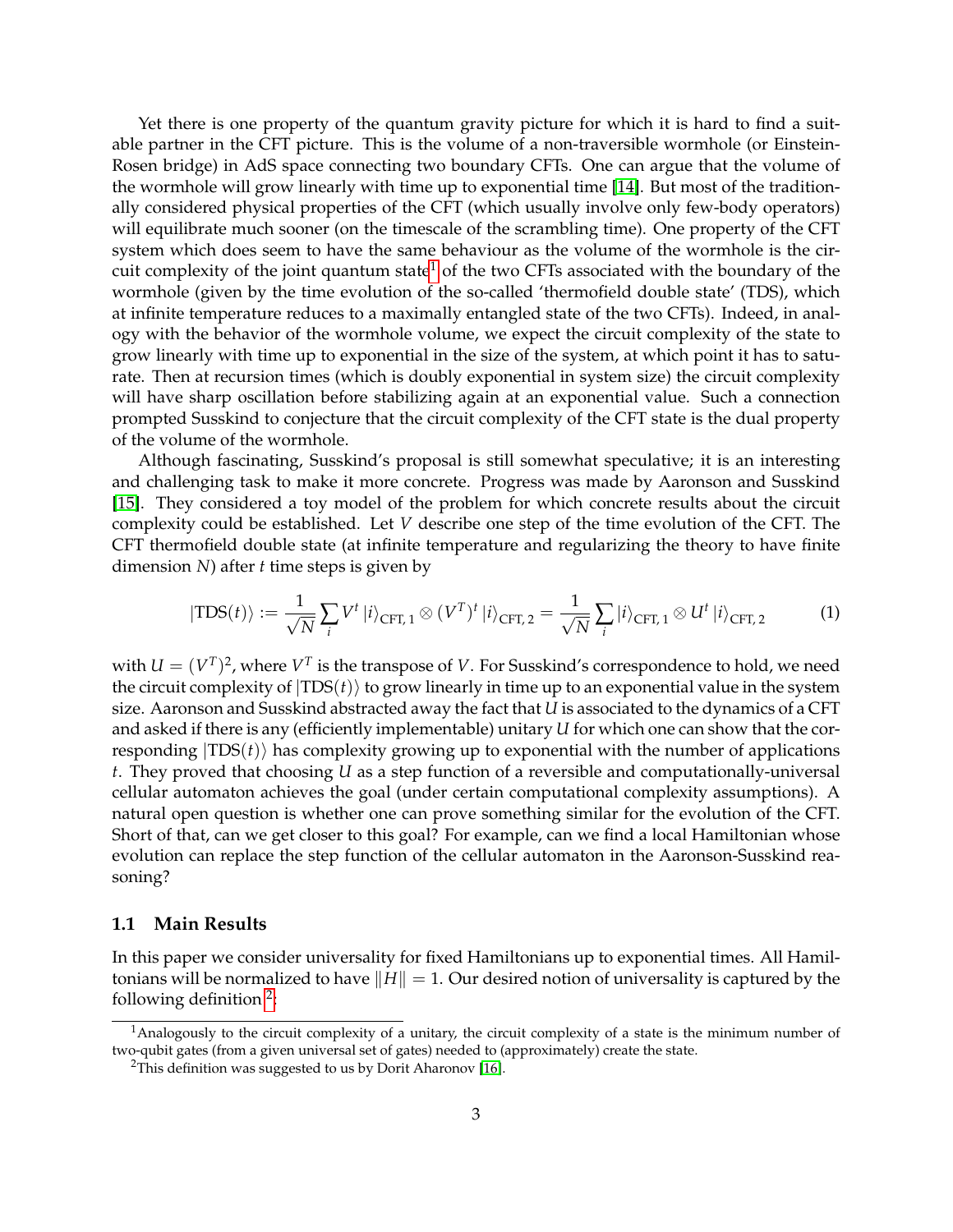Yet there is one property of the quantum gravity picture for which it is hard to find a suitable partner in the CFT picture. This is the volume of a non-traversible wormhole (or Einstein-Rosen bridge) in AdS space connecting two boundary CFTs. One can argue that the volume of the wormhole will grow linearly with time up to exponential time [14]. But most of the traditionally considered physical properties of the CFT (which usually involve only few-body operators) will equilibrate much sooner (on the timescale of the scrambling time). One property of the CFT system which does seem to have the same behaviour as the volume of the wormhole is the circuit complexity of the joint quantum state[1] of the two CFTs associated with the boundary of the wormhole (given by the time evolution of the so-called 'thermofield double state' (TDS), which at infinite temperature reduces to a maximally entangled state of the two CFTs). Indeed, in analogy with the behavior of the wormhole volume, we expect the circuit complexity of the state to grow linearly with time up to exponential in the size of the system, at which point it has to saturate. Then at recursion times (which is doubly exponential in system size) the circuit complexity will have sharp oscillation before stabilizing again at an exponential value. Such a connection prompted Susskind to conjecture that the circuit complexity of the CFT state is the dual property of the volume of the wormhole.

Although fascinating, Susskind's proposal is still somewhat speculative; it is an interesting and challenging task to make it more concrete. Progress was made by Aaronson and Susskind [15]. They considered a toy model of the problem for which concrete results about the circuit complexity could be established. Let $V$ describe one step of the time evolution of the CFT. The CFT thermofield double state (at infinite temperature and regularizing the theory to have finite dimension $N$) after $t$ time steps is given by

$$|\mathrm{TDS}(t)\rangle := \frac{1}{\sqrt{N}} \sum_i V^t \, |i\rangle_{\mathrm{CFT},\,1} \otimes (V^T)^t \, |i\rangle_{\mathrm{CFT},\,2} = \frac{1}{\sqrt{N}} \sum_i |i\rangle_{\mathrm{CFT},\,1} \otimes U^t \, |i\rangle_{\mathrm{CFT},\,2} \tag{1}$$

with $U = (V^T)^2$, where $V^T$ is the transpose of $V$. For Susskind's correspondence to hold, we need the circuit complexity of $|\mathrm{TDS}(t)\rangle$ to grow linearly in time up to an exponential value in the system size. Aaronson and Susskind abstracted away the fact that $U$ is associated to the dynamics of a CFT and asked if there is any (efficiently implementable) unitary $U$ for which one can show that the corresponding $|\mathrm{TDS}(t)\rangle$ has complexity growing up to exponential with the number of applications $t$. They proved that choosing $U$ as a step function of a reversible and computationally-universal cellular automaton achieves the goal (under certain computational complexity assumptions). A natural open question is whether one can prove something similar for the evolution of the CFT. Short of that, can we get closer to this goal? For example, can we find a local Hamiltonian whose evolution can replace the step function of the cellular automaton in the Aaronson-Susskind reasoning?

### 1.1 Main Results

In this paper we consider universality for fixed Hamiltonians up to exponential times. All Hamiltonians will be normalized to have $\|H\| = 1$. Our desired notion of universality is captured by the following definition[2]:

[1] Analogously to the circuit complexity of a unitary, the circuit complexity of a state is the minimum number of two-qubit gates (from a given universal set of gates) needed to (approximately) create the state.

[2] This definition was suggested to us by Dorit Aharonov [16].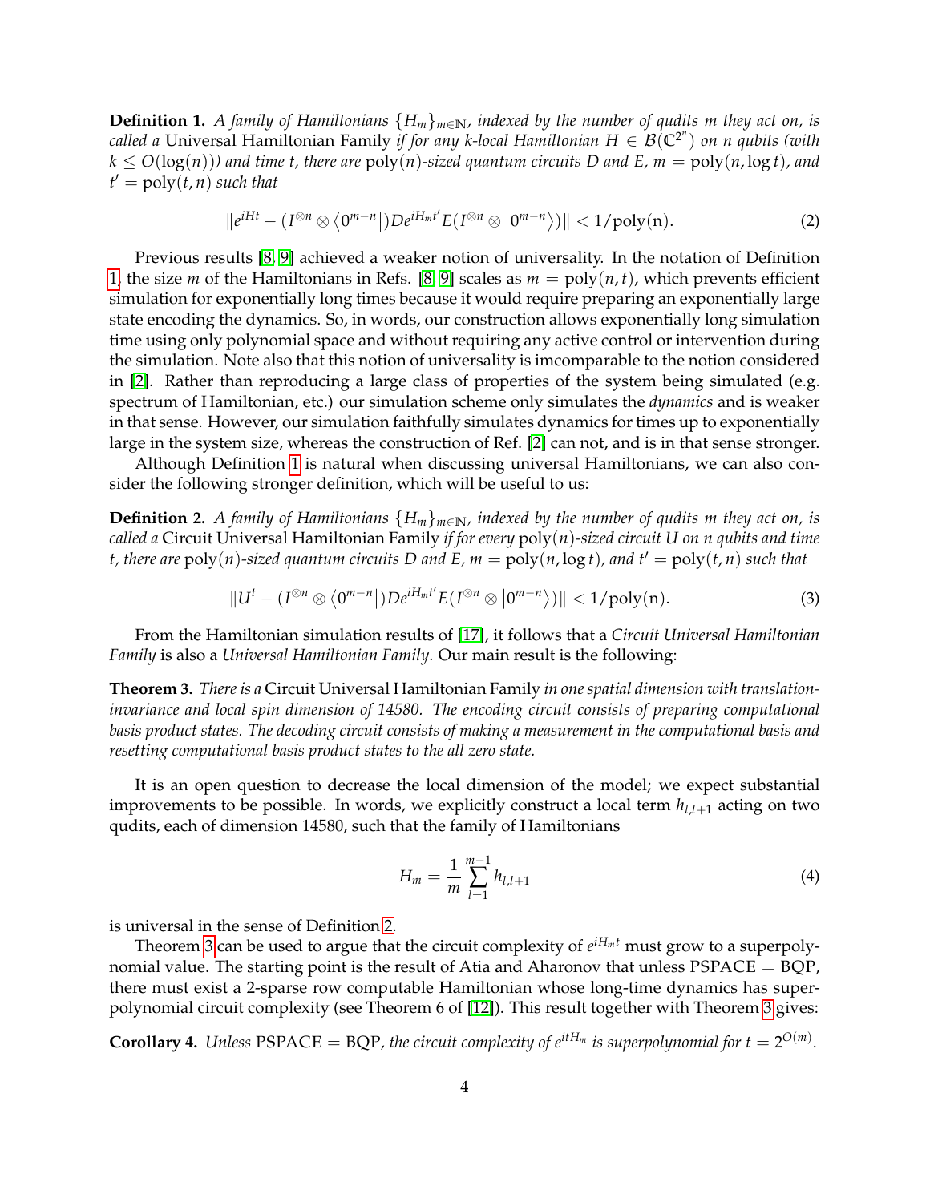**Definition 1.** *A family of Hamiltonians* $\{H_m\}_{m\in\mathbb{N}}$*, indexed by the number of qudits* $m$ *they act on, is called a* Universal Hamiltonian Family *if for any* $k$*-local Hamiltonian* $H \in \mathcal{B}(\mathbb{C}^{2^n})$ *on* $n$ *qubits (with* $k \leq O(\log(n))$*) and time* $t$*, there are* $\text{poly}(n)$*-sized quantum circuits* $D$ *and* $E$*,* $m = \text{poly}(n, \log t)$*, and* $t' = \text{poly}(t, n)$ *such that*

$$\|e^{iHt} - (I^{\otimes n} \otimes \langle 0^{m-n}|)De^{iH_m t'}E(I^{\otimes n} \otimes |0^{m-n}\rangle)\| < 1/\text{poly(n)}. \tag{2}$$

Previous results [8, 9] achieved a weaker notion of universality. In the notation of Definition 1, the size $m$ of the Hamiltonians in Refs. [8, 9] scales as $m = \text{poly}(n, t)$, which prevents efficient simulation for exponentially long times because it would require preparing an exponentially large state encoding the dynamics. So, in words, our construction allows exponentially long simulation time using only polynomial space and without requiring any active control or intervention during the simulation. Note also that this notion of universality is imcomparable to the notion considered in [2]. Rather than reproducing a large class of properties of the system being simulated (e.g. spectrum of Hamiltonian, etc.) our simulation scheme only simulates the *dynamics* and is weaker in that sense. However, our simulation faithfully simulates dynamics for times up to exponentially large in the system size, whereas the construction of Ref. [2] can not, and is in that sense stronger.

Although Definition 1 is natural when discussing universal Hamiltonians, we can also consider the following stronger definition, which will be useful to us:

**Definition 2.** *A family of Hamiltonians* $\{H_m\}_{m\in\mathbb{N}}$*, indexed by the number of qudits* $m$ *they act on, is called a* Circuit Universal Hamiltonian Family *if for every* $\text{poly}(n)$*-sized circuit* $U$ *on* $n$ *qubits and time* $t$*, there are* $\text{poly}(n)$*-sized quantum circuits* $D$ *and* $E$*,* $m = \text{poly}(n, \log t)$*, and* $t' = \text{poly}(t, n)$ *such that*

$$\|U^t - (I^{\otimes n} \otimes \langle 0^{m-n}|)De^{iH_m t'}E(I^{\otimes n} \otimes |0^{m-n}\rangle)\| < 1/\text{poly(n)}. \tag{3}$$

From the Hamiltonian simulation results of [17], it follows that a *Circuit Universal Hamiltonian Family* is also a *Universal Hamiltonian Family*. Our main result is the following:

**Theorem 3.** *There is a* Circuit Universal Hamiltonian Family *in one spatial dimension with translation-invariance and local spin dimension of 14580. The encoding circuit consists of preparing computational basis product states. The decoding circuit consists of making a measurement in the computational basis and resetting computational basis product states to the all zero state.*

It is an open question to decrease the local dimension of the model; we expect substantial improvements to be possible. In words, we explicitly construct a local term $h_{l,l+1}$ acting on two qudits, each of dimension 14580, such that the family of Hamiltonians

$$H_m = \frac{1}{m}\sum_{l=1}^{m-1} h_{l,l+1} \tag{4}$$

is universal in the sense of Definition 2.

Theorem 3 can be used to argue that the circuit complexity of $e^{iH_m t}$ must grow to a superpolynomial value. The starting point is the result of Atia and Aharonov that unless PSPACE = BQP, there must exist a 2-sparse row computable Hamiltonian whose long-time dynamics has superpolynomial circuit complexity (see Theorem 6 of [12]). This result together with Theorem 3 gives:

**Corollary 4.** *Unless* PSPACE = BQP*, the circuit complexity of* $e^{itH_m}$ *is superpolynomial for* $t = 2^{O(m)}$.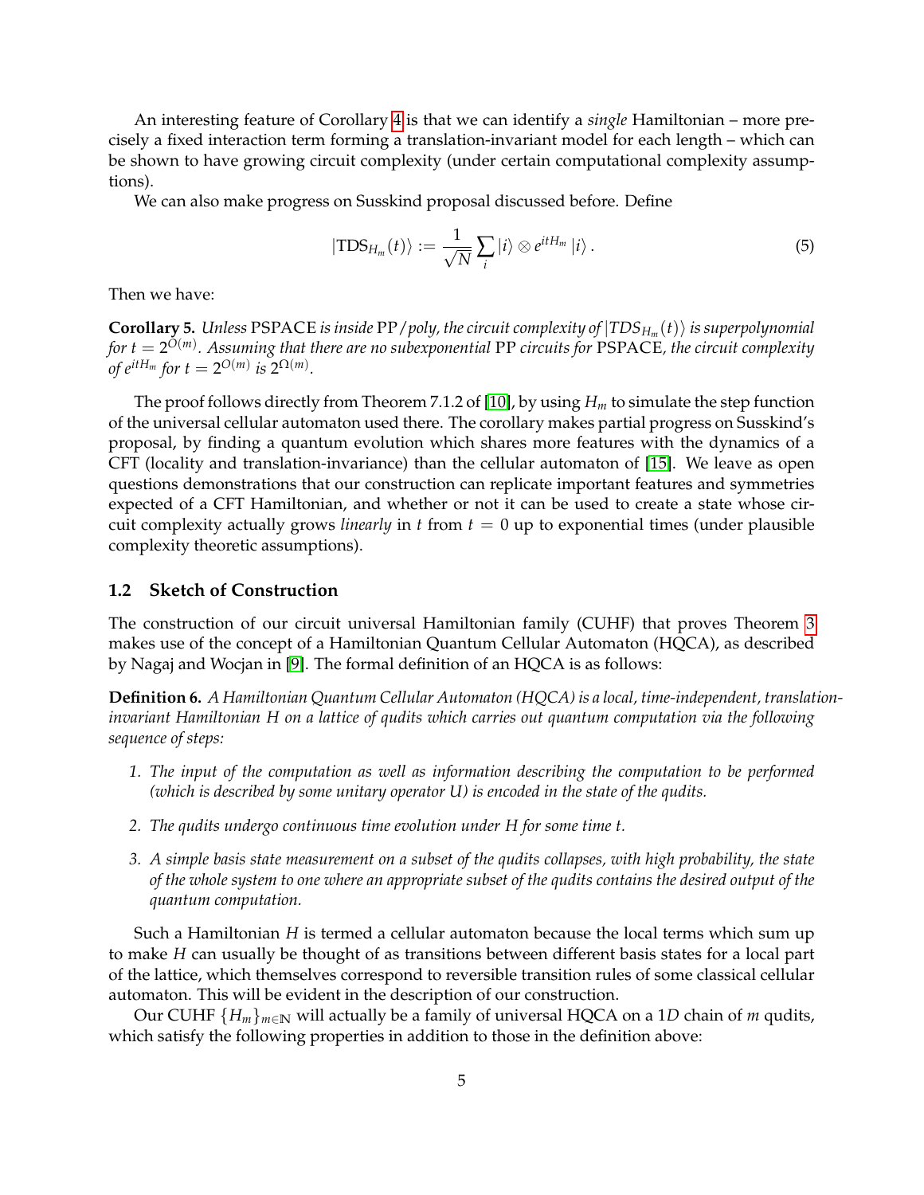An interesting feature of Corollary 4 is that we can identify a *single* Hamiltonian – more precisely a fixed interaction term forming a translation-invariant model for each length – which can be shown to have growing circuit complexity (under certain computational complexity assumptions).

We can also make progress on Susskind proposal discussed before. Define

$$|\mathrm{TDS}_{H_m}(t)\rangle := \frac{1}{\sqrt{N}} \sum_i |i\rangle \otimes e^{itH_m} |i\rangle . \tag{5}$$

Then we have:

**Corollary 5.** *Unless* PSPACE *is inside* PP/*poly, the circuit complexity of* $|TDS_{H_m}(t)\rangle$ *is superpolynomial for* $t = 2^{O(m)}$. *Assuming that there are no subexponential* PP *circuits for* PSPACE*, the circuit complexity of* $e^{itH_m}$ *for* $t = 2^{O(m)}$ *is* $2^{\Omega(m)}$.

The proof follows directly from Theorem 7.1.2 of [10], by using $H_m$ to simulate the step function of the universal cellular automaton used there. The corollary makes partial progress on Susskind's proposal, by finding a quantum evolution which shares more features with the dynamics of a CFT (locality and translation-invariance) than the cellular automaton of [15]. We leave as open questions demonstrations that our construction can replicate important features and symmetries expected of a CFT Hamiltonian, and whether or not it can be used to create a state whose circuit complexity actually grows *linearly* in $t$ from $t = 0$ up to exponential times (under plausible complexity theoretic assumptions).

### 1.2 Sketch of Construction

The construction of our circuit universal Hamiltonian family (CUHF) that proves Theorem 3 makes use of the concept of a Hamiltonian Quantum Cellular Automaton (HQCA), as described by Nagaj and Wocjan in [9]. The formal definition of an HQCA is as follows:

**Definition 6.** *A Hamiltonian Quantum Cellular Automaton (HQCA) is a local, time-independent, translation-invariant Hamiltonian $H$ on a lattice of qudits which carries out quantum computation via the following sequence of steps:*

1. *The input of the computation as well as information describing the computation to be performed (which is described by some unitary operator $U$) is encoded in the state of the qudits.*
2. *The qudits undergo continuous time evolution under $H$ for some time $t$.*
3. *A simple basis state measurement on a subset of the qudits collapses, with high probability, the state of the whole system to one where an appropriate subset of the qudits contains the desired output of the quantum computation.*

Such a Hamiltonian $H$ is termed a cellular automaton because the local terms which sum up to make $H$ can usually be thought of as transitions between different basis states for a local part of the lattice, which themselves correspond to reversible transition rules of some classical cellular automaton. This will be evident in the description of our construction.

Our CUHF $\{H_m\}_{m\in\mathbb{N}}$ will actually be a family of universal HQCA on a 1$D$ chain of $m$ qudits, which satisfy the following properties in addition to those in the definition above: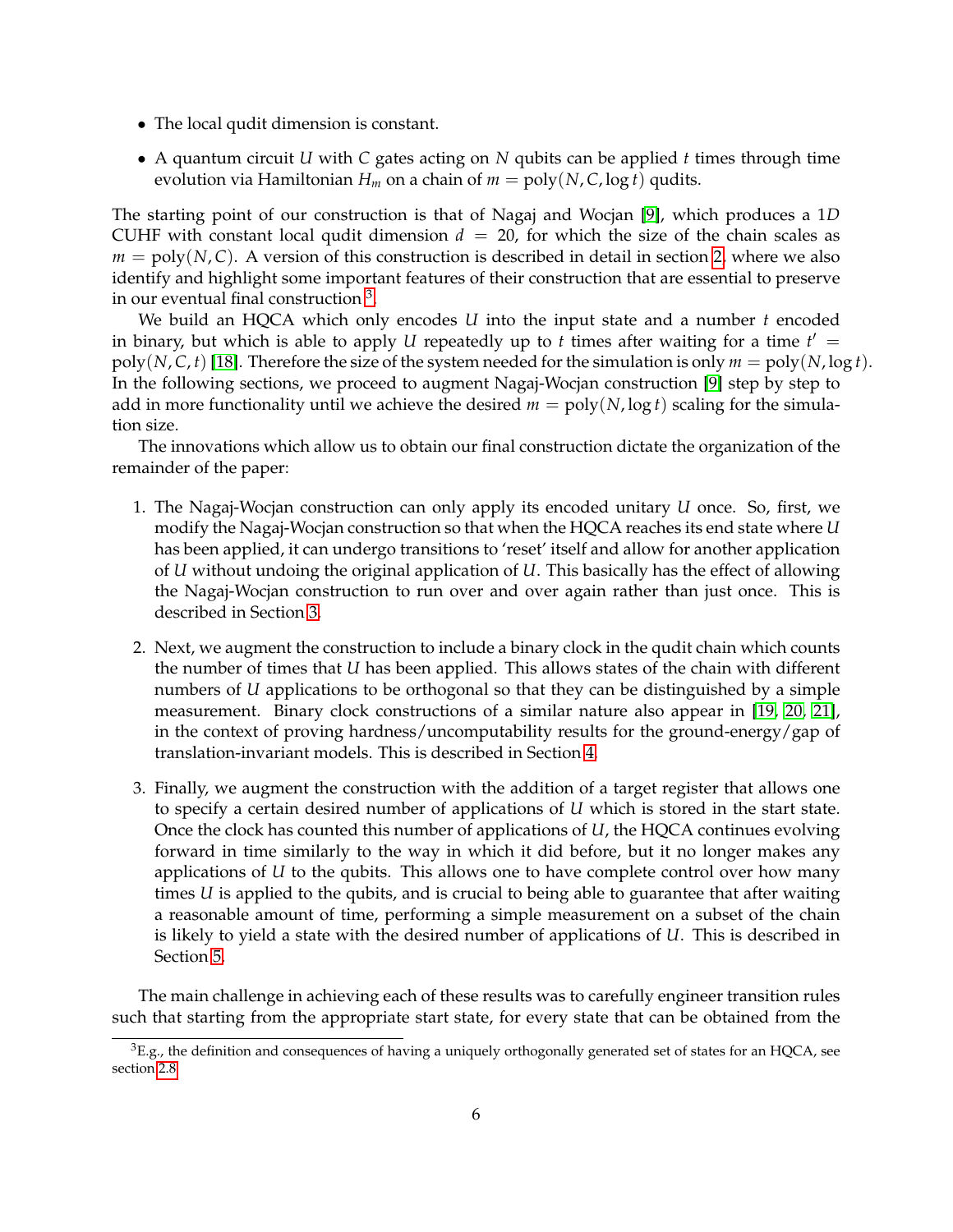- The local qudit dimension is constant.
- A quantum circuit $U$ with $C$ gates acting on $N$ qubits can be applied $t$ times through time evolution via Hamiltonian $H_m$ on a chain of $m = \text{poly}(N, C, \log t)$ qudits.

The starting point of our construction is that of Nagaj and Wocjan [9], which produces a 1$D$ CUHF with constant local qudit dimension $d = 20$, for which the size of the chain scales as $m = \text{poly}(N, C)$. A version of this construction is described in detail in section 2, where we also identify and highlight some important features of their construction that are essential to preserve in our eventual final construction [3].

We build an HQCA which only encodes $U$ into the input state and a number $t$ encoded in binary, but which is able to apply $U$ repeatedly up to $t$ times after waiting for a time $t' = \text{poly}(N, C, t)$ [18]. Therefore the size of the system needed for the simulation is only $m = \text{poly}(N, \log t)$. In the following sections, we proceed to augment Nagaj-Wocjan construction [9] step by step to add in more functionality until we achieve the desired $m = \text{poly}(N, \log t)$ scaling for the simulation size.

The innovations which allow us to obtain our final construction dictate the organization of the remainder of the paper:

1. The Nagaj-Wocjan construction can only apply its encoded unitary $U$ once. So, first, we modify the Nagaj-Wocjan construction so that when the HQCA reaches its end state where $U$ has been applied, it can undergo transitions to 'reset' itself and allow for another application of $U$ without undoing the original application of $U$. This basically has the effect of allowing the Nagaj-Wocjan construction to run over and over again rather than just once. This is described in Section 3.

2. Next, we augment the construction to include a binary clock in the qudit chain which counts the number of times that $U$ has been applied. This allows states of the chain with different numbers of $U$ applications to be orthogonal so that they can be distinguished by a simple measurement. Binary clock constructions of a similar nature also appear in [19, 20, 21], in the context of proving hardness/uncomputability results for the ground-energy/gap of translation-invariant models. This is described in Section 4.

3. Finally, we augment the construction with the addition of a target register that allows one to specify a certain desired number of applications of $U$ which is stored in the start state. Once the clock has counted this number of applications of $U$, the HQCA continues evolving forward in time similarly to the way in which it did before, but it no longer makes any applications of $U$ to the qubits. This allows one to have complete control over how many times $U$ is applied to the qubits, and is crucial to being able to guarantee that after waiting a reasonable amount of time, performing a simple measurement on a subset of the chain is likely to yield a state with the desired number of applications of $U$. This is described in Section 5.

The main challenge in achieving each of these results was to carefully engineer transition rules such that starting from the appropriate start state, for every state that can be obtained from the

[3] E.g., the definition and consequences of having a uniquely orthogonally generated set of states for an HQCA, see section 2.8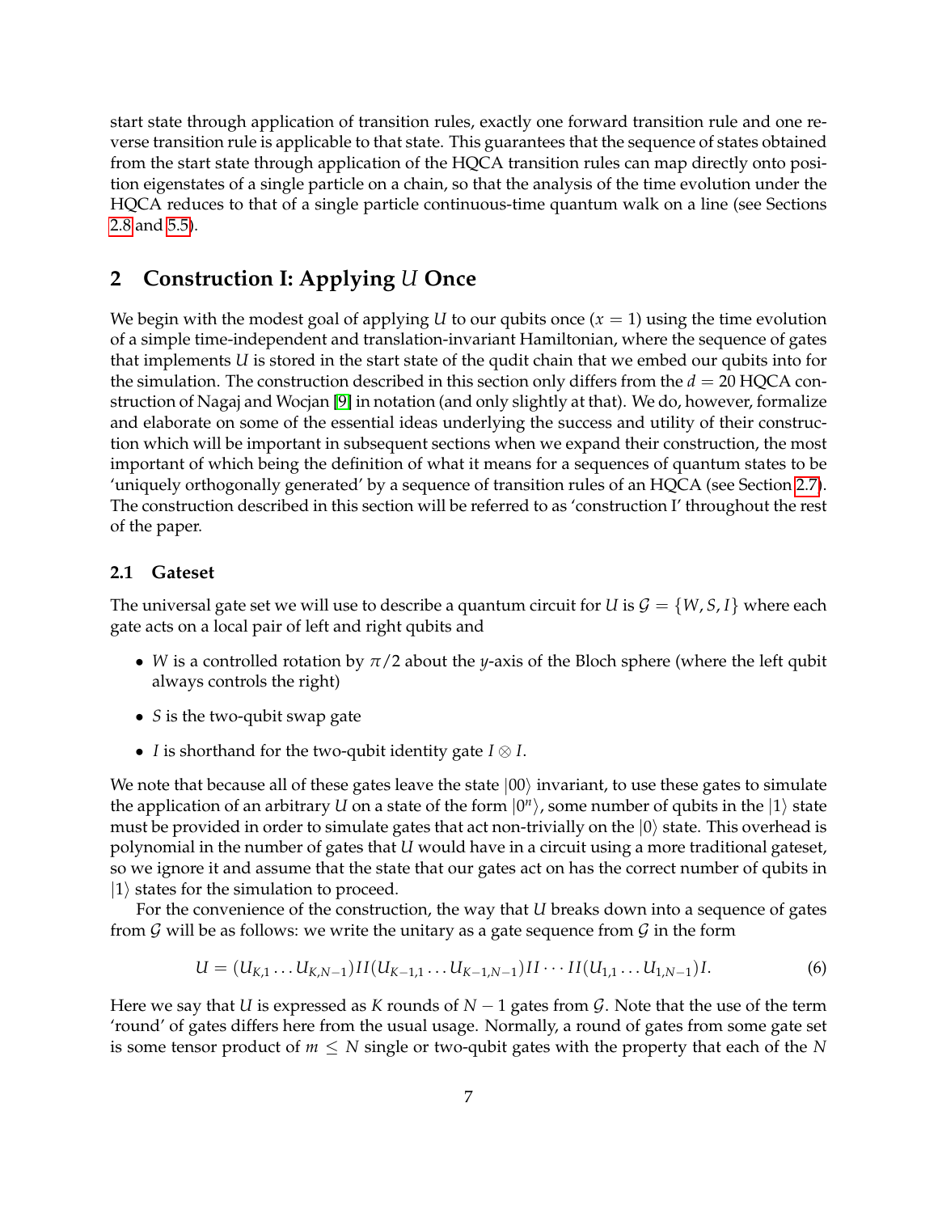start state through application of transition rules, exactly one forward transition rule and one reverse transition rule is applicable to that state. This guarantees that the sequence of states obtained from the start state through application of the HQCA transition rules can map directly onto position eigenstates of a single particle on a chain, so that the analysis of the time evolution under the HQCA reduces to that of a single particle continuous-time quantum walk on a line (see Sections 2.8 and 5.5).

## 2 Construction I: Applying $U$ Once

We begin with the modest goal of applying $U$ to our qubits once ($x = 1$) using the time evolution of a simple time-independent and translation-invariant Hamiltonian, where the sequence of gates that implements $U$ is stored in the start state of the qudit chain that we embed our qubits into for the simulation. The construction described in this section only differs from the $d = 20$ HQCA construction of Nagaj and Wocjan [9] in notation (and only slightly at that). We do, however, formalize and elaborate on some of the essential ideas underlying the success and utility of their construction which will be important in subsequent sections when we expand their construction, the most important of which being the definition of what it means for a sequences of quantum states to be 'uniquely orthogonally generated' by a sequence of transition rules of an HQCA (see Section 2.7). The construction described in this section will be referred to as 'construction I' throughout the rest of the paper.

### 2.1 Gateset

The universal gate set we will use to describe a quantum circuit for $U$ is $\mathcal{G} = \{W, S, I\}$ where each gate acts on a local pair of left and right qubits and

- $W$ is a controlled rotation by $\pi/2$ about the $y$-axis of the Bloch sphere (where the left qubit always controls the right)
- $S$ is the two-qubit swap gate
- $I$ is shorthand for the two-qubit identity gate $I \otimes I$.

We note that because all of these gates leave the state $|00\rangle$ invariant, to use these gates to simulate the application of an arbitrary $U$ on a state of the form $|0^n\rangle$, some number of qubits in the $|1\rangle$ state must be provided in order to simulate gates that act non-trivially on the $|0\rangle$ state. This overhead is polynomial in the number of gates that $U$ would have in a circuit using a more traditional gateset, so we ignore it and assume that the state that our gates act on has the correct number of qubits in $|1\rangle$ states for the simulation to proceed.

For the convenience of the construction, the way that $U$ breaks down into a sequence of gates from $\mathcal{G}$ will be as follows: we write the unitary as a gate sequence from $\mathcal{G}$ in the form

$$U = (U_{K,1} \dots U_{K,N-1}) II (U_{K-1,1} \dots U_{K-1,N-1}) II \cdots II (U_{1,1} \dots U_{1,N-1}) I. \tag{6}$$

Here we say that $U$ is expressed as $K$ rounds of $N - 1$ gates from $\mathcal{G}$. Note that the use of the term 'round' of gates differs here from the usual usage. Normally, a round of gates from some gate set is some tensor product of $m \leq N$ single or two-qubit gates with the property that each of the $N$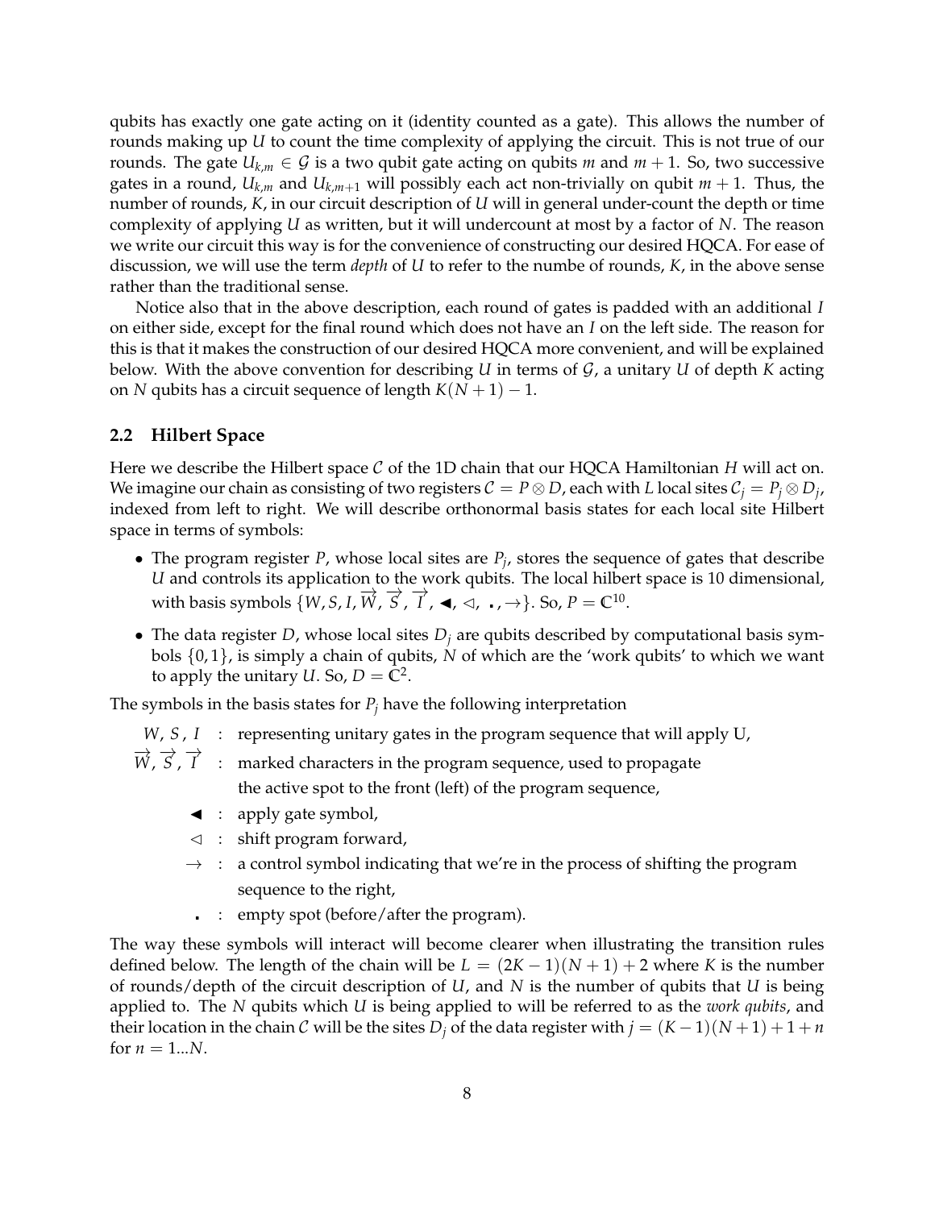qubits has exactly one gate acting on it (identity counted as a gate). This allows the number of rounds making up $U$ to count the time complexity of applying the circuit. This is not true of our rounds. The gate $U_{k,m} \in \mathcal{G}$ is a two qubit gate acting on qubits $m$ and $m+1$. So, two successive gates in a round, $U_{k,m}$ and $U_{k,m+1}$ will possibly each act non-trivially on qubit $m+1$. Thus, the number of rounds, $K$, in our circuit description of $U$ will in general under-count the depth or time complexity of applying $U$ as written, but it will undercount at most by a factor of $N$. The reason we write our circuit this way is for the convenience of constructing our desired HQCA. For ease of discussion, we will use the term *depth* of $U$ to refer to the numbe of rounds, $K$, in the above sense rather than the traditional sense.

Notice also that in the above description, each round of gates is padded with an additional $I$ on either side, except for the final round which does not have an $I$ on the left side. The reason for this is that it makes the construction of our desired HQCA more convenient, and will be explained below. With the above convention for describing $U$ in terms of $\mathcal{G}$, a unitary $U$ of depth $K$ acting on $N$ qubits has a circuit sequence of length $K(N+1)-1$.

### 2.2 Hilbert Space

Here we describe the Hilbert space $\mathcal{C}$ of the 1D chain that our HQCA Hamiltonian $H$ will act on. We imagine our chain as consisting of two registers $\mathcal{C} = P \otimes D$, each with $L$ local sites $\mathcal{C}_j = P_j \otimes D_j$, indexed from left to right. We will describe orthonormal basis states for each local site Hilbert space in terms of symbols:

- The program register $P$, whose local sites are $P_j$, stores the sequence of gates that describe $U$ and controls its application to the work qubits. The local hilbert space is 10 dimensional, with basis symbols $\{W, S, I, \overrightarrow{W}, \overrightarrow{S}, \overrightarrow{I}, \blacktriangleleft, \triangleleft, \centerdot, \rightarrow\}$. So, $P = \mathbb{C}^{10}$.
- The data register $D$, whose local sites $D_j$ are qubits described by computational basis symbols $\{0, 1\}$, is simply a chain of qubits, $N$ of which are the 'work qubits' to which we want to apply the unitary $U$. So, $D = \mathbb{C}^2$.

The symbols in the basis states for $P_j$ have the following interpretation

$W$, $S$, $I$ : representing unitary gates in the program sequence that will apply U,

$\overrightarrow{W}$, $\overrightarrow{S}$, $\overrightarrow{I}$ : marked characters in the program sequence, used to propagate the active spot to the front (left) of the program sequence,

$\blacktriangleleft$ : apply gate symbol,

$\triangleleft$ : shift program forward,

$\rightarrow$ : a control symbol indicating that we're in the process of shifting the program sequence to the right,

$\centerdot$ : empty spot (before/after the program).

The way these symbols will interact will become clearer when illustrating the transition rules defined below. The length of the chain will be $L = (2K-1)(N+1)+2$ where $K$ is the number of rounds/depth of the circuit description of $U$, and $N$ is the number of qubits that $U$ is being applied to. The $N$ qubits which $U$ is being applied to will be referred to as the *work qubits*, and their location in the chain $\mathcal{C}$ will be the sites $D_j$ of the data register with $j = (K-1)(N+1)+1+n$ for $n = 1...N$.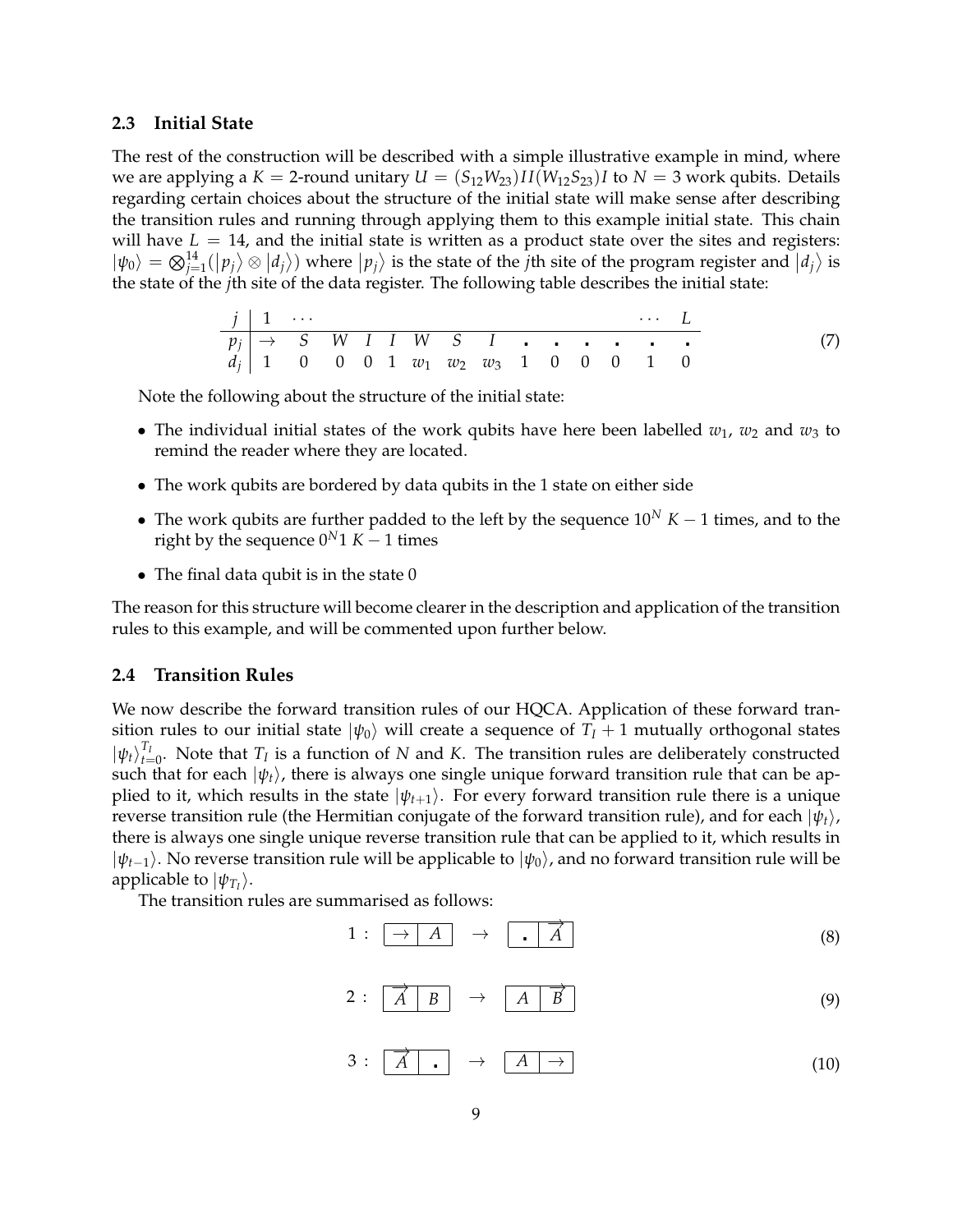### 2.3 Initial State

The rest of the construction will be described with a simple illustrative example in mind, where we are applying a $K = 2$-round unitary $U = (S_{12}W_{23})II(W_{12}S_{23})I$ to $N = 3$ work qubits. Details regarding certain choices about the structure of the initial state will make sense after describing the transition rules and running through applying them to this example initial state. This chain will have $L = 14$, and the initial state is written as a product state over the sites and registers: $|\psi_0\rangle = \bigotimes_{j=1}^{14}(|p_j\rangle \otimes |d_j\rangle)$ where $|p_j\rangle$ is the state of the $j$th site of the program register and $|d_j\rangle$ is the state of the $j$th site of the data register. The following table describes the initial state:

$$
\begin{array}{c|cccccccccccccc}
j & 1 & \cdots & & & & & & & & & & & \cdots & L \\
\hline
p_j & \rightarrow & S & W & I & I & W & S & I & \textbf{.} & \textbf{.} & \textbf{.} & \textbf{.} & \textbf{.} & \textbf{.} \\
d_j & 1 & 0 & 0 & 0 & 1 & w_1 & w_2 & w_3 & 1 & 0 & 0 & 0 & 1 & 0
\end{array}
\tag{7}
$$

Note the following about the structure of the initial state:

- The individual initial states of the work qubits have here been labelled $w_1$, $w_2$ and $w_3$ to remind the reader where they are located.
- The work qubits are bordered by data qubits in the 1 state on either side
- The work qubits are further padded to the left by the sequence $10^N$ $K-1$ times, and to the right by the sequence $0^N1$ $K-1$ times
- The final data qubit is in the state 0

The reason for this structure will become clearer in the description and application of the transition rules to this example, and will be commented upon further below.

### 2.4 Transition Rules

We now describe the forward transition rules of our HQCA. Application of these forward transition rules to our initial state $|\psi_0\rangle$ will create a sequence of $T_I + 1$ mutually orthogonal states $|\psi_t\rangle_{t=0}^{T_I}$. Note that $T_I$ is a function of $N$ and $K$. The transition rules are deliberately constructed such that for each $|\psi_t\rangle$, there is always one single unique forward transition rule that can be applied to it, which results in the state $|\psi_{t+1}\rangle$. For every forward transition rule there is a unique reverse transition rule (the Hermitian conjugate of the forward transition rule), and for each $|\psi_t\rangle$, there is always one single unique reverse transition rule that can be applied to it, which results in $|\psi_{t-1}\rangle$. No reverse transition rule will be applicable to $|\psi_0\rangle$, and no forward transition rule will be applicable to $|\psi_{T_I}\rangle$.

The transition rules are summarised as follows:

$$1: \boxed{\rightarrow \mid A} \rightarrow \boxed{\textbf{.} \mid \overrightarrow{A}} \tag{8}$$

$$2: \boxed{\overrightarrow{A} \mid B} \rightarrow \boxed{A \mid \overrightarrow{B}} \tag{9}$$

$$3: \boxed{\overrightarrow{A} \mid \textbf{.}} \rightarrow \boxed{A \mid \rightarrow} \tag{10}$$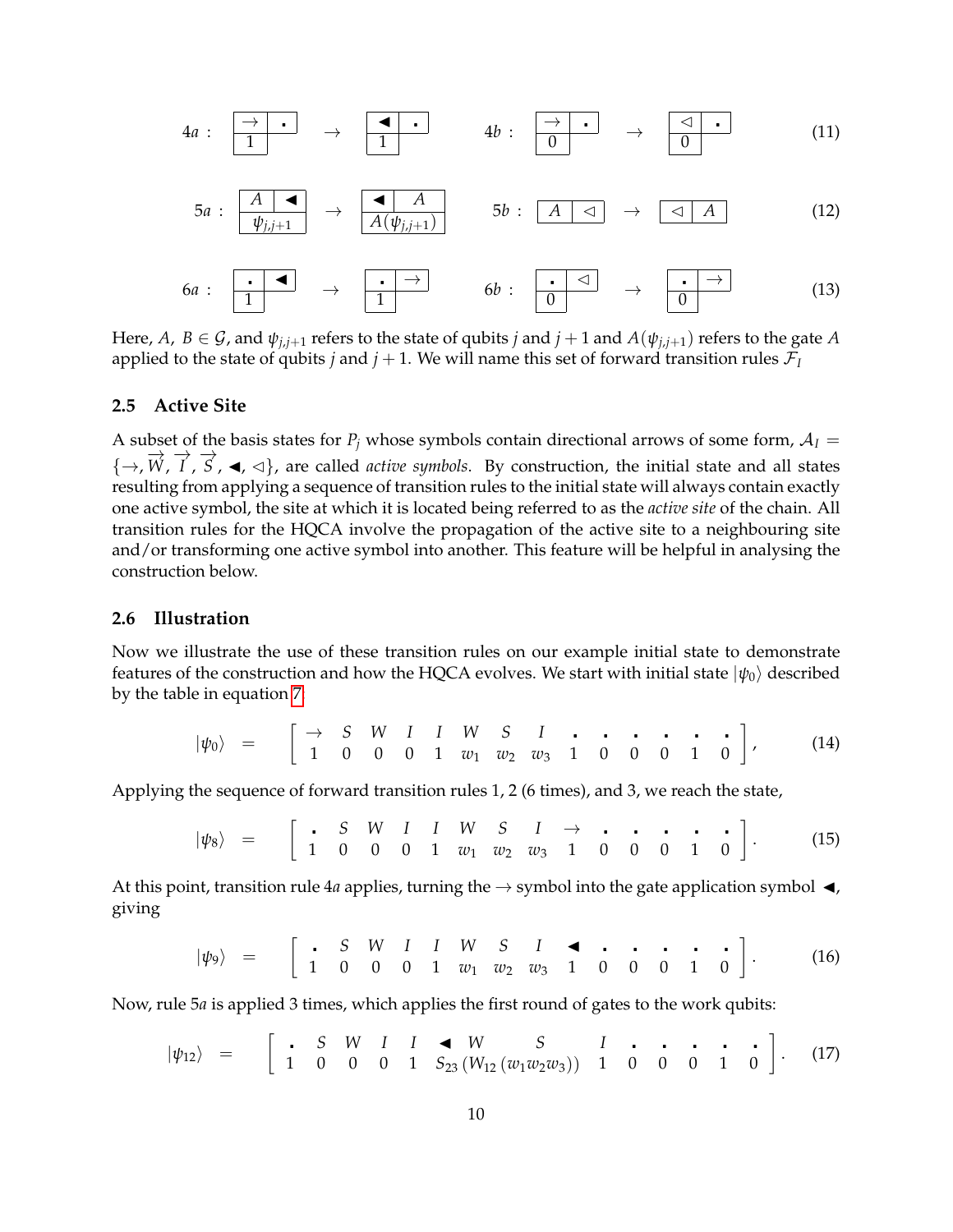$$4a: \begin{array}{|c|c|}\hline \rightarrow & \cdot \\ \hline 1 & \\ \hline \end{array} \rightarrow \begin{array}{|c|c|}\hline \blacktriangleleft & \cdot \\ \hline 1 & \\ \hline \end{array} \qquad 4b: \begin{array}{|c|c|}\hline \rightarrow & \cdot \\ \hline 0 & \\ \hline \end{array} \rightarrow \begin{array}{|c|c|}\hline \triangleleft & \cdot \\ \hline 0 & \\ \hline \end{array} \tag{11}$$

$$5a: \begin{array}{|c|c|}\hline A & \blacktriangleleft \\ \hline \multicolumn{2}{|c|}{\psi_{j,j+1}} \\ \hline \end{array} \rightarrow \begin{array}{|c|c|}\hline \blacktriangleleft & A \\ \hline \multicolumn{2}{|c|}{A(\psi_{j,j+1})} \\ \hline \end{array} \qquad 5b: \begin{array}{|c|c|}\hline A & \triangleleft \\ \hline \end{array} \rightarrow \begin{array}{|c|c|}\hline \triangleleft & A \\ \hline \end{array} \tag{12}$$

$$6a: \begin{array}{|c|c|}\hline \cdot & \blacktriangleleft \\ \hline 1 & \\ \hline \end{array} \rightarrow \begin{array}{|c|c|}\hline \cdot & \rightarrow \\ \hline 1 & \\ \hline \end{array} \qquad 6b: \begin{array}{|c|c|}\hline \cdot & \triangleleft \\ \hline 0 & \\ \hline \end{array} \rightarrow \begin{array}{|c|c|}\hline \cdot & \rightarrow \\ \hline 0 & \\ \hline \end{array} \tag{13}$$

Here, $A, B \in \mathcal{G}$, and $\psi_{j,j+1}$ refers to the state of qubits $j$ and $j+1$ and $A(\psi_{j,j+1})$ refers to the gate $A$ applied to the state of qubits $j$ and $j+1$. We will name this set of forward transition rules $\mathcal{F}_I$

## 2.5 Active Site

A subset of the basis states for $P_j$ whose symbols contain directional arrows of some form, $\mathcal{A}_I = \{\rightarrow, \overrightarrow{W}, \overrightarrow{I}, \overrightarrow{S}, \blacktriangleleft, \triangleleft\}$, are called *active symbols*. By construction, the initial state and all states resulting from applying a sequence of transition rules to the initial state will always contain exactly one active symbol, the site at which it is located being referred to as the *active site* of the chain. All transition rules for the HQCA involve the propagation of the active site to a neighbouring site and/or transforming one active symbol into another. This feature will be helpful in analysing the construction below.

## 2.6 Illustration

Now we illustrate the use of these transition rules on our example initial state to demonstrate features of the construction and how the HQCA evolves. We start with initial state $|\psi_0\rangle$ described by the table in equation 7.

$$|\psi_0\rangle \;=\; \left[\begin{array}{cccccccccccccc} \rightarrow & S & W & I & I & W & S & I & \cdot & \cdot & \cdot & \cdot & \cdot & \cdot \\ 1 & 0 & 0 & 0 & 1 & w_1 & w_2 & w_3 & 1 & 0 & 0 & 0 & 1 & 0 \end{array}\right], \tag{14}$$

Applying the sequence of forward transition rules 1, 2 (6 times), and 3, we reach the state,

$$|\psi_8\rangle \;=\; \left[\begin{array}{cccccccccccccc} \cdot & S & W & I & I & W & S & I & \rightarrow & \cdot & \cdot & \cdot & \cdot & \cdot \\ 1 & 0 & 0 & 0 & 1 & w_1 & w_2 & w_3 & 1 & 0 & 0 & 0 & 1 & 0 \end{array}\right]. \tag{15}$$

At this point, transition rule 4*a* applies, turning the $\rightarrow$ symbol into the gate application symbol $\blacktriangleleft$, giving

$$|\psi_9\rangle \;=\; \left[\begin{array}{cccccccccccccc} \cdot & S & W & I & I & W & S & I & \blacktriangleleft & \cdot & \cdot & \cdot & \cdot & \cdot \\ 1 & 0 & 0 & 0 & 1 & w_1 & w_2 & w_3 & 1 & 0 & 0 & 0 & 1 & 0 \end{array}\right]. \tag{16}$$

Now, rule 5*a* is applied 3 times, which applies the first round of gates to the work qubits:

$$|\psi_{12}\rangle \;=\; \left[\begin{array}{cccccccccccc} \cdot & S & W & I & I & \blacktriangleleft \; W & S & I & \cdot & \cdot & \cdot & \cdot \; \cdot \\ 1 & 0 & 0 & 0 & 1 & \multicolumn{3}{c}{S_{23}\left(W_{12}\left(w_1 w_2 w_3\right)\right)} & 1 & 0 & 0 & 0 \; 1 \; 0 \end{array}\right]. \tag{17}$$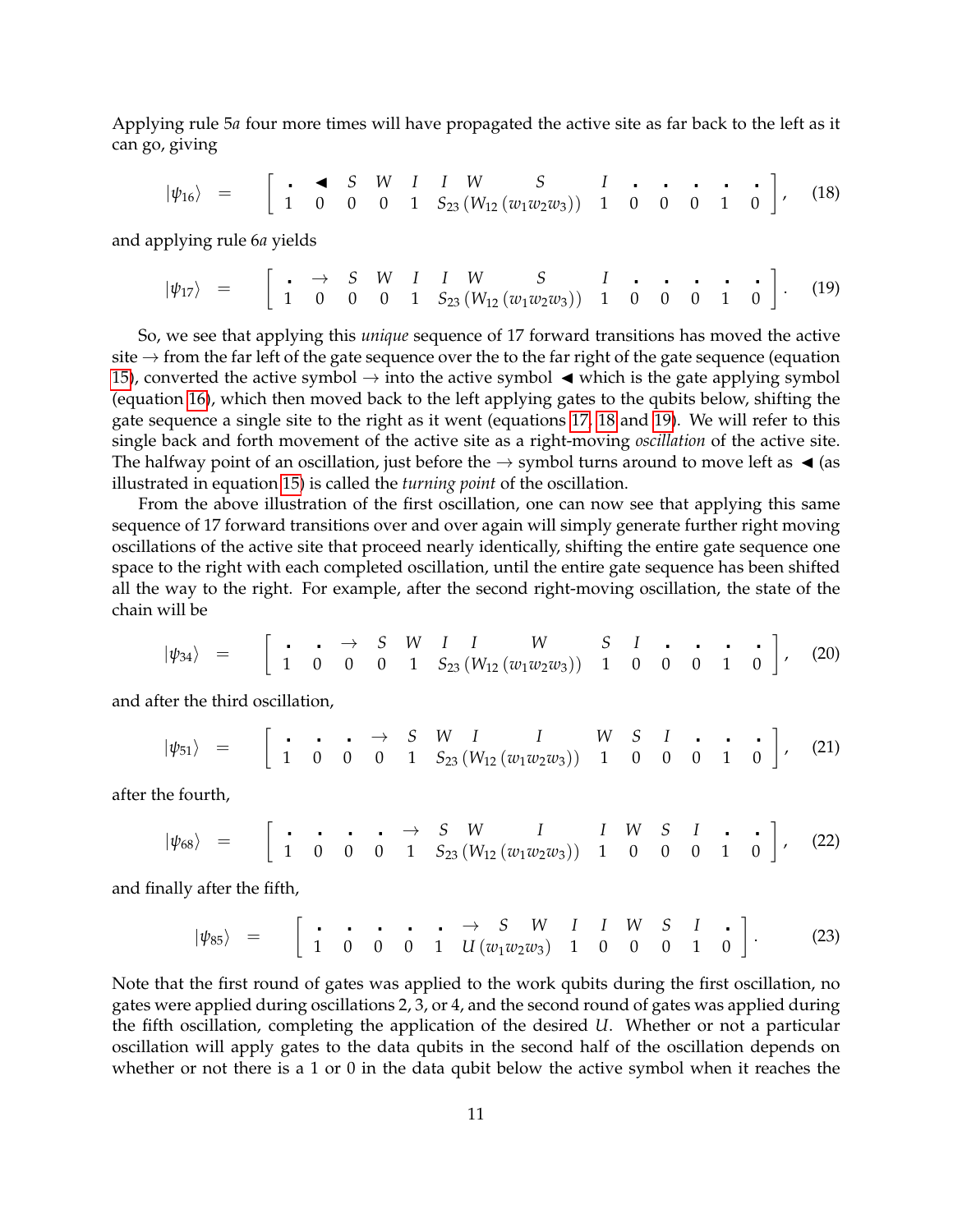Applying rule 5*a* four more times will have propagated the active site as far back to the left as it can go, giving

$$
|\psi_{16}\rangle \quad = \quad \begin{bmatrix} \cdot & \blacktriangleleft & S & W & I & I & W & S & I & \cdot & \cdot & \cdot & \cdot & \cdot \\ 1 & 0 & 0 & 0 & 1 & S_{23} & (W_{12} & (w_1 w_2 w_3)) & 1 & 0 & 0 & 0 & 1 & 0 \end{bmatrix}, \tag{18}
$$

and applying rule 6*a* yields

$$
|\psi_{17}\rangle \quad = \quad \begin{bmatrix} \cdot & \rightarrow & S & W & I & I & W & S & I & \cdot & \cdot & \cdot & \cdot & \cdot \\ 1 & 0 & 0 & 0 & 1 & S_{23} & (W_{12} & (w_1 w_2 w_3)) & 1 & 0 & 0 & 0 & 1 & 0 \end{bmatrix}. \tag{19}
$$

So, we see that applying this *unique* sequence of 17 forward transitions has moved the active site $\rightarrow$ from the far left of the gate sequence over the to the far right of the gate sequence (equation 15), converted the active symbol $\rightarrow$ into the active symbol $\blacktriangleleft$ which is the gate applying symbol (equation 16), which then moved back to the left applying gates to the qubits below, shifting the gate sequence a single site to the right as it went (equations 17, 18 and 19). We will refer to this single back and forth movement of the active site as a right-moving *oscillation* of the active site. The halfway point of an oscillation, just before the $\rightarrow$ symbol turns around to move left as $\blacktriangleleft$ (as illustrated in equation 15) is called the *turning point* of the oscillation.

From the above illustration of the first oscillation, one can now see that applying this same sequence of 17 forward transitions over and over again will simply generate further right moving oscillations of the active site that proceed nearly identically, shifting the entire gate sequence one space to the right with each completed oscillation, until the entire gate sequence has been shifted all the way to the right. For example, after the second right-moving oscillation, the state of the chain will be

$$
|\psi_{34}\rangle \quad = \quad \begin{bmatrix} \cdot & \cdot & \rightarrow & S & W & I & I & W & S & I & \cdot & \cdot & \cdot & \cdot \\ 1 & 0 & 0 & 0 & 1 & S_{23} & (W_{12} & (w_1 w_2 w_3)) & 1 & 0 & 0 & 0 & 1 & 0 \end{bmatrix}, \tag{20}
$$

and after the third oscillation,

$$
|\psi_{51}\rangle \quad = \quad \begin{bmatrix} \cdot & \cdot & \cdot & \rightarrow & S & W & I & I & W & S & I & \cdot & \cdot & \cdot \\ 1 & 0 & 0 & 0 & 1 & S_{23} & (W_{12} & (w_1 w_2 w_3)) & 1 & 0 & 0 & 0 & 1 & 0 \end{bmatrix}, \tag{21}
$$

after the fourth,

$$
|\psi_{68}\rangle \quad = \quad \begin{bmatrix} \cdot & \cdot & \cdot & \cdot & \rightarrow & S & W & I & I & W & S & I & \cdot & \cdot \\ 1 & 0 & 0 & 0 & 1 & S_{23} & (W_{12} & (w_1 w_2 w_3)) & 1 & 0 & 0 & 0 & 1 & 0 \end{bmatrix}, \tag{22}
$$

and finally after the fifth,

$$
|\psi_{85}\rangle \quad = \quad \begin{bmatrix} \cdot & \cdot & \cdot & \cdot & \cdot & \rightarrow & S & W & I & I & W & S & I & \cdot \\ 1 & 0 & 0 & 0 & 1 & U & (w_1 w_2 w_3) & 1 & 0 & 0 & 0 & 1 & 0 \end{bmatrix}. \tag{23}
$$

Note that the first round of gates was applied to the work qubits during the first oscillation, no gates were applied during oscillations 2, 3, or 4, and the second round of gates was applied during the fifth oscillation, completing the application of the desired $U$. Whether or not a particular oscillation will apply gates to the data qubits in the second half of the oscillation depends on whether or not there is a 1 or 0 in the data qubit below the active symbol when it reaches the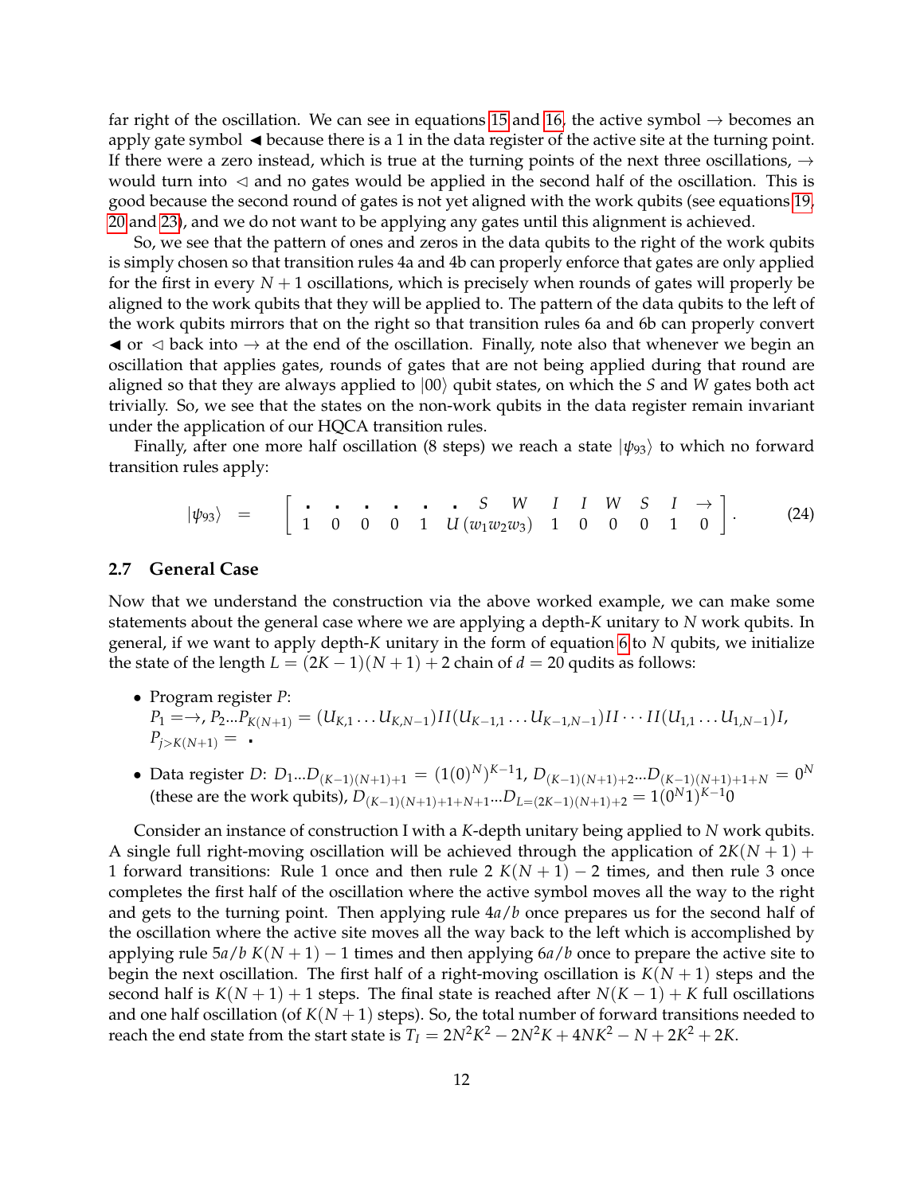far right of the oscillation. We can see in equations 15 and 16, the active symbol $\rightarrow$ becomes an apply gate symbol $\blacktriangleleft$ because there is a 1 in the data register of the active site at the turning point. If there were a zero instead, which is true at the turning points of the next three oscillations, $\rightarrow$ would turn into $\triangleleft$ and no gates would be applied in the second half of the oscillation. This is good because the second round of gates is not yet aligned with the work qubits (see equations 19, 20 and 23), and we do not want to be applying any gates until this alignment is achieved.

So, we see that the pattern of ones and zeros in the data qubits to the right of the work qubits is simply chosen so that transition rules 4a and 4b can properly enforce that gates are only applied for the first in every $N+1$ oscillations, which is precisely when rounds of gates will properly be aligned to the work qubits that they will be applied to. The pattern of the data qubits to the left of the work qubits mirrors that on the right so that transition rules 6a and 6b can properly convert $\blacktriangleleft$ or $\triangleleft$ back into $\rightarrow$ at the end of the oscillation. Finally, note also that whenever we begin an oscillation that applies gates, rounds of gates that are not being applied during that round are aligned so that they are always applied to $|00\rangle$ qubit states, on which the $S$ and $W$ gates both act trivially. So, we see that the states on the non-work qubits in the data register remain invariant under the application of our HQCA transition rules.

Finally, after one more half oscillation (8 steps) we reach a state $|\psi_{93}\rangle$ to which no forward transition rules apply:

$$|\psi_{93}\rangle \quad = \quad \begin{bmatrix} \cdot & \cdot & \cdot & \cdot & \cdot & \cdot & S & W & I & I & W & S & I & \rightarrow \\ 1 & 0 & 0 & 0 & 1 & U & (w_1 w_2 w_3) & 1 & 0 & 0 & 0 & 1 & 0 \end{bmatrix}. \tag{24}$$

## 2.7 General Case

Now that we understand the construction via the above worked example, we can make some statements about the general case where we are applying a depth-$K$ unitary to $N$ work qubits. In general, if we want to apply depth-$K$ unitary in the form of equation 6 to $N$ qubits, we initialize the state of the length $L = (2K-1)(N+1)+2$ chain of $d = 20$ qudits as follows:

- Program register $P$:
  $P_1 = \rightarrow$, $P_2 \ldots P_{K(N+1)} = (U_{K,1} \ldots U_{K,N-1})II(U_{K-1,1} \ldots U_{K-1,N-1})II \cdots II(U_{1,1} \ldots U_{1,N-1})I$,
  $P_{j>K(N+1)} = \;\cdot$
- Data register $D$: $D_1 \ldots D_{(K-1)(N+1)+1} = (1(0)^N)^{K-1}1$, $D_{(K-1)(N+1)+2} \ldots D_{(K-1)(N+1)+1+N} = 0^N$ (these are the work qubits), $D_{(K-1)(N+1)+1+N+1} \ldots D_{L=(2K-1)(N+1)+2} = 1(0^N 1)^{K-1} 0$

Consider an instance of construction I with a $K$-depth unitary being applied to $N$ work qubits. A single full right-moving oscillation will be achieved through the application of $2K(N+1)+1$ forward transitions: Rule 1 once and then rule 2 $K(N+1)-2$ times, and then rule 3 once completes the first half of the oscillation where the active symbol moves all the way to the right and gets to the turning point. Then applying rule $4a/b$ once prepares us for the second half of the oscillation where the active site moves all the way back to the left which is accomplished by applying rule $5a/b$ $K(N+1)-1$ times and then applying $6a/b$ once to prepare the active site to begin the next oscillation. The first half of a right-moving oscillation is $K(N+1)$ steps and the second half is $K(N+1)+1$ steps. The final state is reached after $N(K-1)+K$ full oscillations and one half oscillation (of $K(N+1)$ steps). So, the total number of forward transitions needed to reach the end state from the start state is $T_I = 2N^2K^2 - 2N^2K + 4NK^2 - N + 2K^2 + 2K$.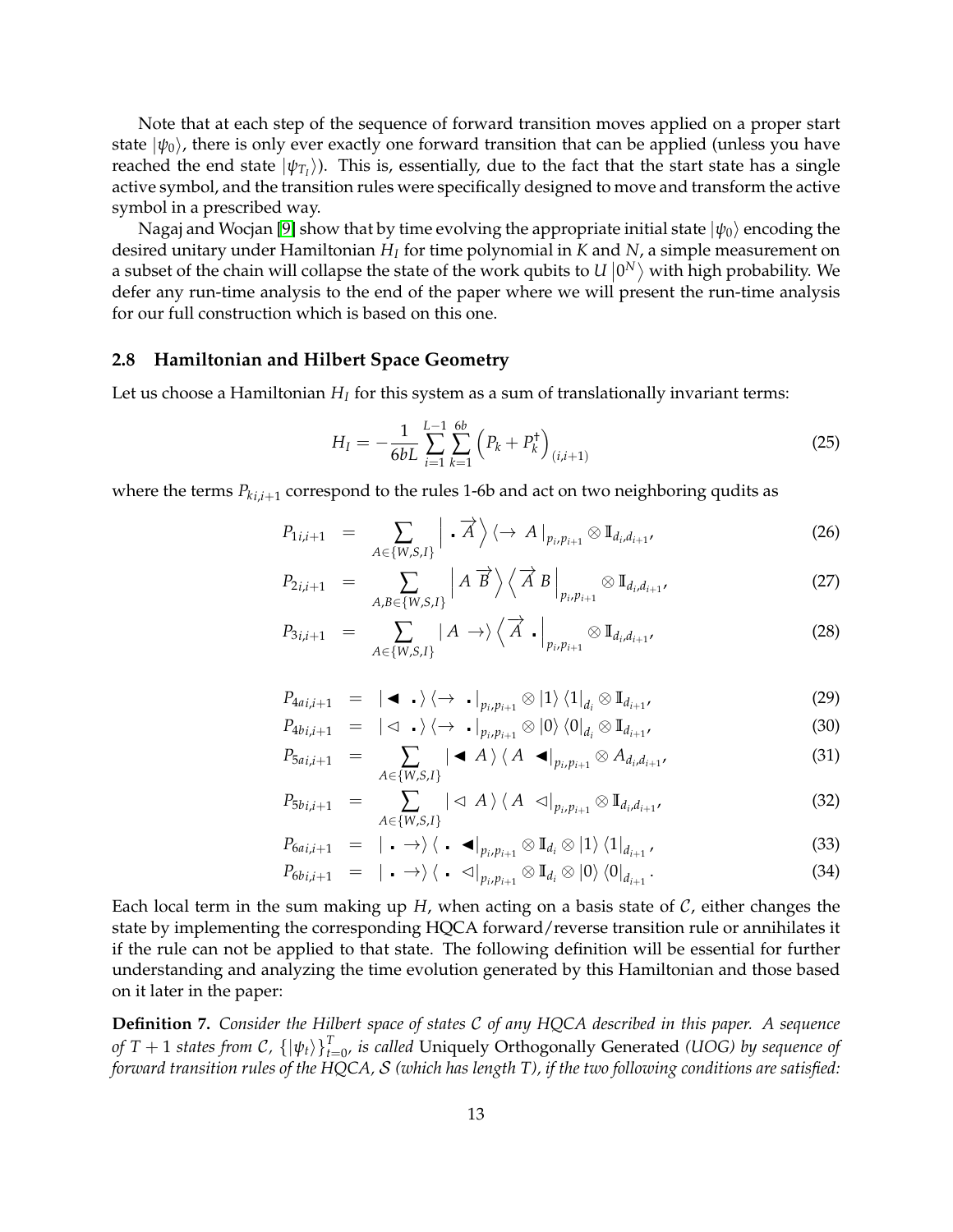Note that at each step of the sequence of forward transition moves applied on a proper start state $|\psi_0\rangle$, there is only ever exactly one forward transition that can be applied (unless you have reached the end state $|\psi_{T_I}\rangle$). This is, essentially, due to the fact that the start state has a single active symbol, and the transition rules were specifically designed to move and transform the active symbol in a prescribed way.

Nagaj and Wocjan [9] show that by time evolving the appropriate initial state $|\psi_0\rangle$ encoding the desired unitary under Hamiltonian $H_I$ for time polynomial in $K$ and $N$, a simple measurement on a subset of the chain will collapse the state of the work qubits to $U\left|0^N\right\rangle$ with high probability. We defer any run-time analysis to the end of the paper where we will present the run-time analysis for our full construction which is based on this one.

## 2.8 Hamiltonian and Hilbert Space Geometry

Let us choose a Hamiltonian $H_I$ for this system as a sum of translationally invariant terms:

$$H_I = -\frac{1}{6bL}\sum_{i=1}^{L-1}\sum_{k=1}^{6b}\left(P_k + P_k^\dagger\right)_{(i,i+1)} \tag{25}$$

where the terms $P_{k_{i,i+1}}$ correspond to the rules 1-6b and act on two neighboring qudits as

$$P_{1i,i+1} = \sum_{A\in\{W,S,I\}} \left|\ \blacksquare\ \overrightarrow{A}\right\rangle \left\langle \rightarrow\ A\right|_{p_i,p_{i+1}} \otimes \mathbb{I}_{d_i,d_{i+1}}, \tag{26}$$

$$P_{2i,i+1} = \sum_{A,B\in\{W,S,I\}} \left|A\ \overrightarrow{B}\right\rangle \left\langle \overrightarrow{A}\ B\right|_{p_i,p_{i+1}} \otimes \mathbb{I}_{d_i,d_{i+1}}, \tag{27}$$

$$P_{3i,i+1} = \sum_{A\in\{W,S,I\}} \left|A\ \rightarrow\right\rangle \left\langle \overrightarrow{A}\ \blacksquare\right|_{p_i,p_{i+1}} \otimes \mathbb{I}_{d_i,d_{i+1}}, \tag{28}$$

$$P_{4ai,i+1} = \left|\blacktriangleleft\ \blacksquare\right\rangle\left\langle\rightarrow\ \blacksquare\right|_{p_i,p_{i+1}} \otimes |1\rangle\langle 1|_{d_i} \otimes \mathbb{I}_{d_{i+1}}, \tag{29}$$

$$P_{4bi,i+1} = \left|\lhd\ \blacksquare\right\rangle\left\langle\rightarrow\ \blacksquare\right|_{p_i,p_{i+1}} \otimes |0\rangle\langle 0|_{d_i} \otimes \mathbb{I}_{d_{i+1}}, \tag{30}$$

$$P_{5ai,i+1} = \sum_{A\in\{W,S,I\}} \left|\blacktriangleleft\ A\right\rangle\left\langle A\ \blacktriangleleft\right|_{p_i,p_{i+1}} \otimes A_{d_i,d_{i+1}}, \tag{31}$$

$$P_{5bi,i+1} = \sum_{A\in\{W,S,I\}} \left|\lhd\ A\right\rangle\left\langle A\ \lhd\right|_{p_i,p_{i+1}} \otimes \mathbb{I}_{d_i,d_{i+1}}, \tag{32}$$

$$P_{6ai,i+1} = \left|\ \blacksquare\ \rightarrow\right\rangle\left\langle\ \blacksquare\ \blacktriangleleft\right|_{p_i,p_{i+1}} \otimes \mathbb{I}_{d_i} \otimes |1\rangle\langle 1|_{d_{i+1}}, \tag{33}$$

$$P_{6bi,i+1} = \left|\ \blacksquare\ \rightarrow\right\rangle\left\langle\ \blacksquare\ \lhd\right|_{p_i,p_{i+1}} \otimes \mathbb{I}_{d_i} \otimes |0\rangle\langle 0|_{d_{i+1}}. \tag{34}$$

Each local term in the sum making up $H$, when acting on a basis state of $\mathcal{C}$, either changes the state by implementing the corresponding HQCA forward/reverse transition rule or annihilates it if the rule can not be applied to that state. The following definition will be essential for further understanding and analyzing the time evolution generated by this Hamiltonian and those based on it later in the paper:

**Definition 7.** *Consider the Hilbert space of states $\mathcal{C}$ of any HQCA described in this paper. A sequence of $T+1$ states from $\mathcal{C}$, $\{|\psi_t\rangle\}_{t=0}^{T}$, is called* Uniquely Orthogonally Generated *(UOG) by sequence of forward transition rules of the HQCA, $\mathcal{S}$ (which has length $T$), if the two following conditions are satisfied:*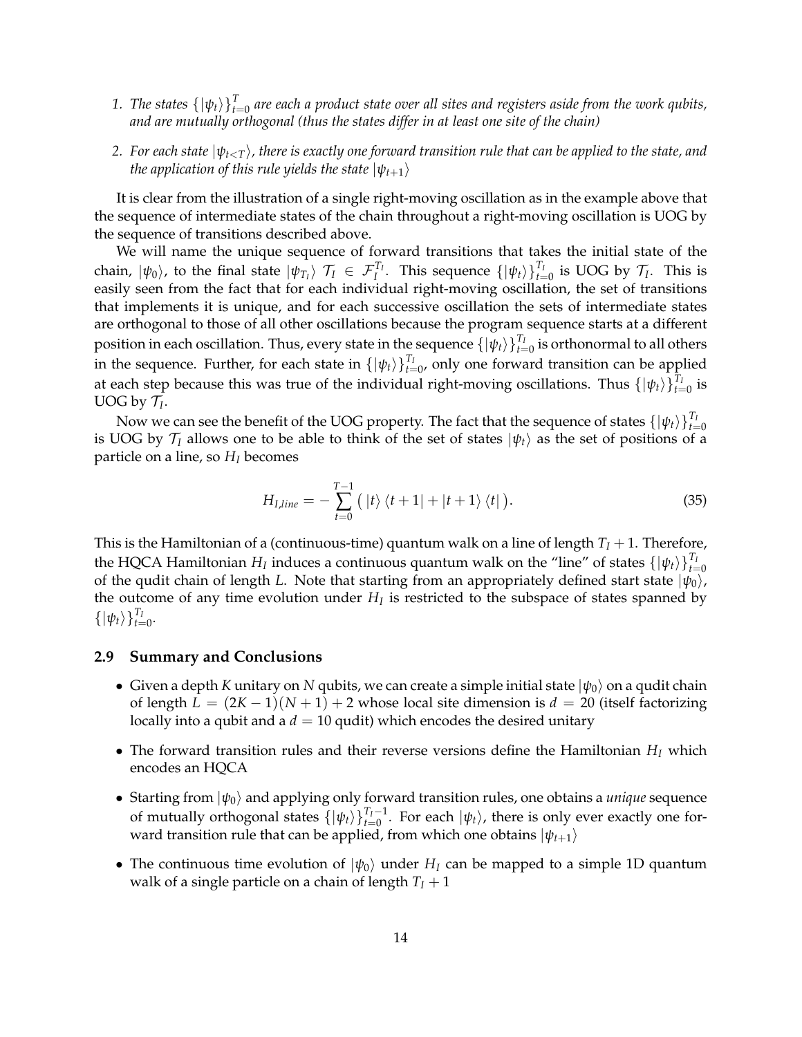1. *The states $\{|\psi_t\rangle\}_{t=0}^{T}$ are each a product state over all sites and registers aside from the work qubits, and are mutually orthogonal (thus the states differ in at least one site of the chain)*

2. *For each state $|\psi_{t<T}\rangle$, there is exactly one forward transition rule that can be applied to the state, and the application of this rule yields the state $|\psi_{t+1}\rangle$*

It is clear from the illustration of a single right-moving oscillation as in the example above that the sequence of intermediate states of the chain throughout a right-moving oscillation is UOG by the sequence of transitions described above.

We will name the unique sequence of forward transitions that takes the initial state of the chain, $|\psi_0\rangle$, to the final state $|\psi_{T_I}\rangle$ $\mathcal{T}_I \in \mathcal{F}_I^{T_I}$. This sequence $\{|\psi_t\rangle\}_{t=0}^{T_I}$ is UOG by $\mathcal{T}_I$. This is easily seen from the fact that for each individual right-moving oscillation, the set of transitions that implements it is unique, and for each successive oscillation the sets of intermediate states are orthogonal to those of all other oscillations because the program sequence starts at a different position in each oscillation. Thus, every state in the sequence $\{|\psi_t\rangle\}_{t=0}^{T_I}$ is orthonormal to all others in the sequence. Further, for each state in $\{|\psi_t\rangle\}_{t=0}^{T_I}$, only one forward transition can be applied at each step because this was true of the individual right-moving oscillations. Thus $\{|\psi_t\rangle\}_{t=0}^{T_I}$ is UOG by $\mathcal{T}_I$.

Now we can see the benefit of the UOG property. The fact that the sequence of states $\{|\psi_t\rangle\}_{t=0}^{T_I}$ is UOG by $\mathcal{T}_I$ allows one to be able to think of the set of states $|\psi_t\rangle$ as the set of positions of a particle on a line, so $H_I$ becomes

$$H_{I,line} = -\sum_{t=0}^{T-1} \big( |t\rangle \langle t+1| + |t+1\rangle \langle t| \big). \tag{35}$$

This is the Hamiltonian of a (continuous-time) quantum walk on a line of length $T_I + 1$. Therefore, the HQCA Hamiltonian $H_I$ induces a continuous quantum walk on the "line" of states $\{|\psi_t\rangle\}_{t=0}^{T_I}$ of the qudit chain of length $L$. Note that starting from an appropriately defined start state $|\psi_0\rangle$, the outcome of any time evolution under $H_I$ is restricted to the subspace of states spanned by $\{|\psi_t\rangle\}_{t=0}^{T_I}$.

### 2.9 Summary and Conclusions

- Given a depth $K$ unitary on $N$ qubits, we can create a simple initial state $|\psi_0\rangle$ on a qudit chain of length $L = (2K-1)(N+1) + 2$ whose local site dimension is $d = 20$ (itself factorizing locally into a qubit and a $d = 10$ qudit) which encodes the desired unitary
- The forward transition rules and their reverse versions define the Hamiltonian $H_I$ which encodes an HQCA
- Starting from $|\psi_0\rangle$ and applying only forward transition rules, one obtains a *unique* sequence of mutually orthogonal states $\{|\psi_t\rangle\}_{t=0}^{T_I-1}$. For each $|\psi_t\rangle$, there is only ever exactly one forward transition rule that can be applied, from which one obtains $|\psi_{t+1}\rangle$
- The continuous time evolution of $|\psi_0\rangle$ under $H_I$ can be mapped to a simple 1D quantum walk of a single particle on a chain of length $T_I + 1$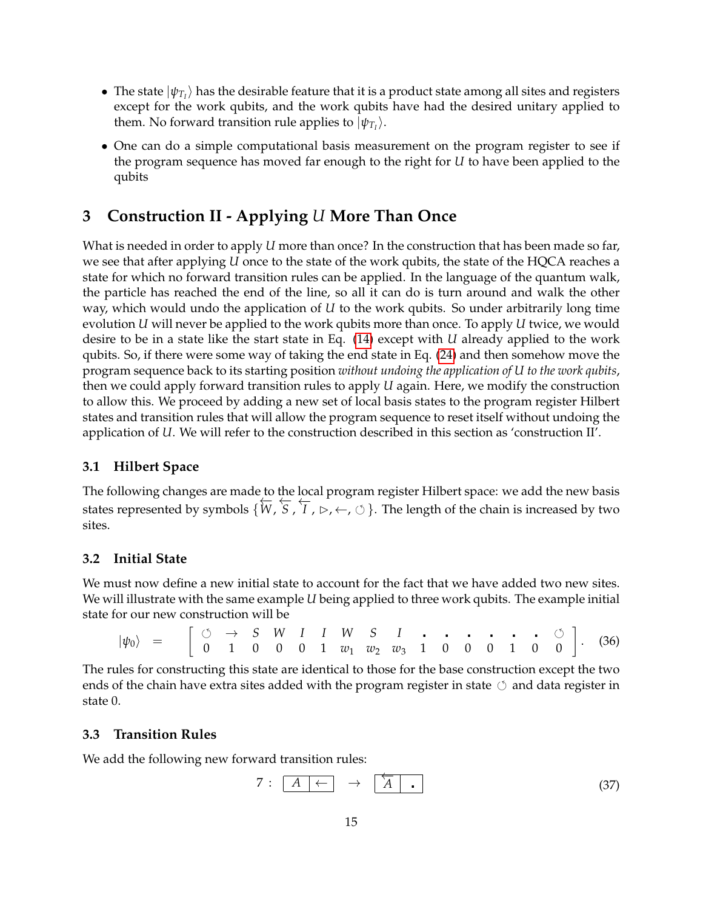- The state $|\psi_{T_I}\rangle$ has the desirable feature that it is a product state among all sites and registers except for the work qubits, and the work qubits have had the desired unitary applied to them. No forward transition rule applies to $|\psi_{T_I}\rangle$.
- One can do a simple computational basis measurement on the program register to see if the program sequence has moved far enough to the right for $U$ to have been applied to the qubits

## 3 Construction II - Applying $U$ More Than Once

What is needed in order to apply $U$ more than once? In the construction that has been made so far, we see that after applying $U$ once to the state of the work qubits, the state of the HQCA reaches a state for which no forward transition rules can be applied. In the language of the quantum walk, the particle has reached the end of the line, so all it can do is turn around and walk the other way, which would undo the application of $U$ to the work qubits. So under arbitrarily long time evolution $U$ will never be applied to the work qubits more than once. To apply $U$ twice, we would desire to be in a state like the start state in Eq. (14) except with $U$ already applied to the work qubits. So, if there were some way of taking the end state in Eq. (24) and then somehow move the program sequence back to its starting position *without undoing the application of U to the work qubits*, then we could apply forward transition rules to apply $U$ again. Here, we modify the construction to allow this. We proceed by adding a new set of local basis states to the program register Hilbert states and transition rules that will allow the program sequence to reset itself without undoing the application of $U$. We will refer to the construction described in this section as 'construction II'.

### 3.1 Hilbert Space

The following changes are made to the local program register Hilbert space: we add the new basis states represented by symbols $\{\overleftarrow{W}, \overleftarrow{S}, \overleftarrow{I}, \triangleright, \leftarrow, \circlearrowright\}$. The length of the chain is increased by two sites.

### 3.2 Initial State

We must now define a new initial state to account for the fact that we have added two new sites. We will illustrate with the same example $U$ being applied to three work qubits. The example initial state for our new construction will be

$$|\psi_0\rangle \quad = \quad \begin{bmatrix} \circlearrowright & \rightarrow & S & W & I & I & W & S & I & \cdot & \cdot & \cdot & \cdot & \cdot & \cdot & \circlearrowright \\ 0 & 1 & 0 & 0 & 0 & 1 & w_1 & w_2 & w_3 & 1 & 0 & 0 & 0 & 1 & 0 & 0 \end{bmatrix}. \quad (36)$$

The rules for constructing this state are identical to those for the base construction except the two ends of the chain have extra sites added with the program register in state $\circlearrowright$ and data register in state 0.

### 3.3 Transition Rules

We add the following new forward transition rules:

$$7: \quad \boxed{A \mid \leftarrow} \quad \rightarrow \quad \boxed{\overleftarrow{A} \mid \cdot} \quad (37)$$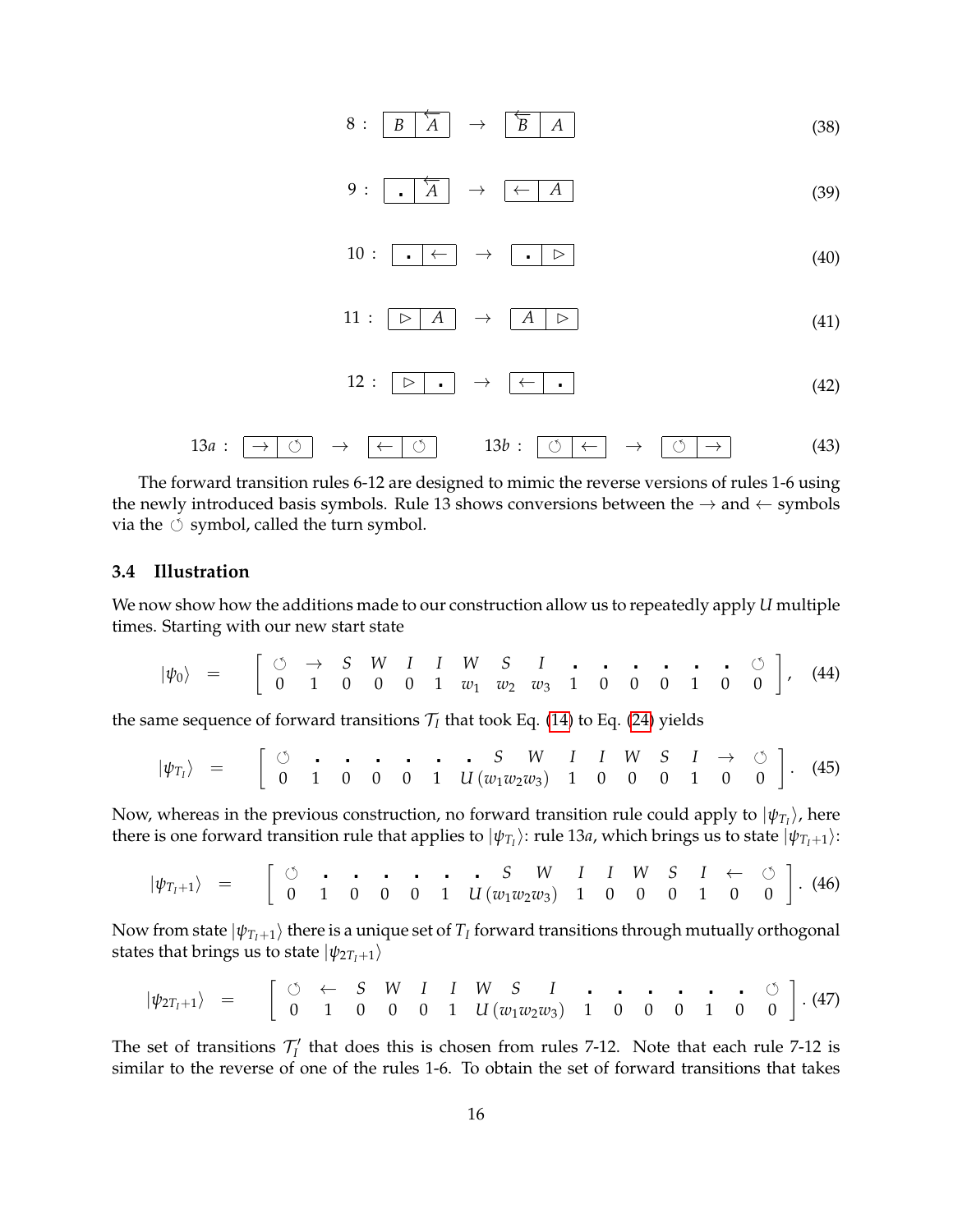$$8: \boxed{B} \boxed{\overleftarrow{A}} \rightarrow \boxed{\overleftarrow{B}} \boxed{A} \tag{38}$$

$$9: \boxed{\cdot} \boxed{\overleftarrow{A}} \rightarrow \boxed{\leftarrow} \boxed{A} \tag{39}$$

$$10: \boxed{\cdot} \boxed{\leftarrow} \rightarrow \boxed{\cdot} \boxed{\triangleright} \tag{40}$$

$$11: \boxed{\triangleright} \boxed{A} \rightarrow \boxed{A} \boxed{\triangleright} \tag{41}$$

$$12: \boxed{\triangleright} \boxed{\cdot} \rightarrow \boxed{\leftarrow} \boxed{\cdot} \tag{42}$$

$$13a: \boxed{\rightarrow} \boxed{\circlearrowleft} \rightarrow \boxed{\leftarrow} \boxed{\circlearrowleft} \qquad 13b: \boxed{\circlearrowleft} \boxed{\leftarrow} \rightarrow \boxed{\circlearrowleft} \boxed{\rightarrow} \tag{43}$$

The forward transition rules 6-12 are designed to mimic the reverse versions of rules 1-6 using the newly introduced basis symbols. Rule 13 shows conversions between the $\rightarrow$ and $\leftarrow$ symbols via the $\circlearrowleft$ symbol, called the turn symbol.

### 3.4 Illustration

We now show how the additions made to our construction allow us to repeatedly apply $U$ multiple times. Starting with our new start state

$$|\psi_0\rangle = \begin{bmatrix} \circlearrowleft & \rightarrow & S & W & I & I & W & S & I & \cdot & \cdot & \cdot & \cdot & \cdot & \cdot & \circlearrowleft \\ 0 & 1 & 0 & 0 & 0 & 1 & w_1 & w_2 & w_3 & 1 & 0 & 0 & 0 & 1 & 0 & 0 \end{bmatrix}, \tag{44}$$

the same sequence of forward transitions $\mathcal{T}_I$ that took Eq. (14) to Eq. (24) yields

$$|\psi_{T_I}\rangle = \begin{bmatrix} \circlearrowleft & \cdot & \cdot & \cdot & \cdot & \cdot & \cdot & S & W & I & I & W & S & I & \rightarrow & \circlearrowleft \\ 0 & 1 & 0 & 0 & 0 & 1 & & U(w_1 w_2 w_3) & & 1 & 0 & 0 & 0 & 1 & 0 & 0 \end{bmatrix}. \tag{45}$$

Now, whereas in the previous construction, no forward transition rule could apply to $|\psi_{T_I}\rangle$, here there is one forward transition rule that applies to $|\psi_{T_I}\rangle$: rule 13$a$, which brings us to state $|\psi_{T_I+1}\rangle$:

$$|\psi_{T_I+1}\rangle = \begin{bmatrix} \circlearrowleft & \cdot & \cdot & \cdot & \cdot & \cdot & \cdot & S & W & I & I & W & S & I & \leftarrow & \circlearrowleft \\ 0 & 1 & 0 & 0 & 0 & 1 & & U(w_1 w_2 w_3) & & 1 & 0 & 0 & 0 & 1 & 0 & 0 \end{bmatrix}. \tag{46}$$

Now from state $|\psi_{T_I+1}\rangle$ there is a unique set of $T_I$ forward transitions through mutually orthogonal states that brings us to state $|\psi_{2T_I+1}\rangle$

$$|\psi_{2T_I+1}\rangle = \begin{bmatrix} \circlearrowleft & \leftarrow & S & W & I & I & W & S & I & \cdot & \cdot & \cdot & \cdot & \cdot & \cdot & \circlearrowleft \\ 0 & 1 & 0 & 0 & 0 & 1 & & U(w_1 w_2 w_3) & & 1 & 0 & 0 & 0 & 1 & 0 & 0 \end{bmatrix}. \tag{47}$$

The set of transitions $\mathcal{T}_I'$ that does this is chosen from rules 7-12. Note that each rule 7-12 is similar to the reverse of one of the rules 1-6. To obtain the set of forward transitions that takes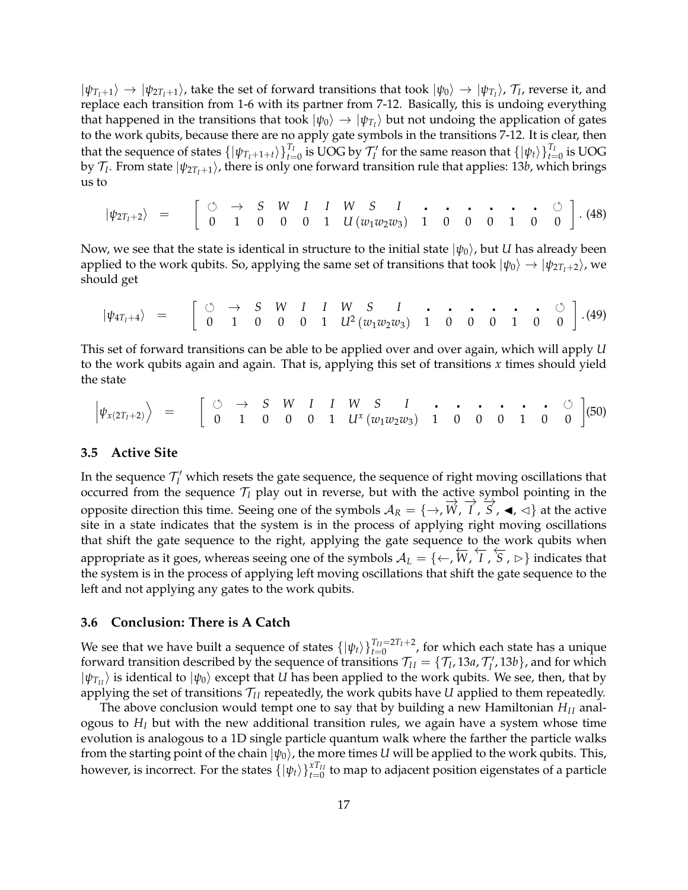$|\psi_{T_I+1}\rangle \rightarrow |\psi_{2T_I+1}\rangle$, take the set of forward transitions that took $|\psi_0\rangle \rightarrow |\psi_{T_I}\rangle$, $\mathcal{T}_I$, reverse it, and replace each transition from 1-6 with its partner from 7-12. Basically, this is undoing everything that happened in the transitions that took $|\psi_0\rangle \rightarrow |\psi_{T_I}\rangle$ but not undoing the application of gates to the work qubits, because there are no apply gate symbols in the transitions 7-12. It is clear, then that the sequence of states $\{|\psi_{T_I+1+t}\rangle\}_{t=0}^{T_I}$ is UOG by $\mathcal{T}_I'$ for the same reason that $\{|\psi_t\rangle\}_{t=0}^{T_I}$ is UOG by $\mathcal{T}_I$. From state $|\psi_{2T_I+1}\rangle$, there is only one forward transition rule that applies: 13$b$, which brings us to

$$|\psi_{2T_I+2}\rangle \quad = \quad \begin{bmatrix} \circlearrowleft & \rightarrow & S & W & I & I & W & S & I & \blacksquare & \blacksquare & \blacksquare & \blacksquare & \blacksquare & \blacksquare & \circlearrowleft \\ 0 & 1 & 0 & 0 & 0 & 1 & U\,(w_1w_2w_3) & 1 & 0 & 0 & 0 & 1 & 0 & 0 \end{bmatrix}. \tag{48}$$

Now, we see that the state is identical in structure to the initial state $|\psi_0\rangle$, but $U$ has already been applied to the work qubits. So, applying the same set of transitions that took $|\psi_0\rangle \rightarrow |\psi_{2T_I+2}\rangle$, we should get

$$|\psi_{4T_I+4}\rangle \quad = \quad \begin{bmatrix} \circlearrowleft & \rightarrow & S & W & I & I & W & S & I & \blacksquare & \blacksquare & \blacksquare & \blacksquare & \blacksquare & \blacksquare & \circlearrowleft \\ 0 & 1 & 0 & 0 & 0 & 1 & U^2\,(w_1w_2w_3) & 1 & 0 & 0 & 0 & 1 & 0 & 0 \end{bmatrix}. \tag{49}$$

This set of forward transitions can be able to be applied over and over again, which will apply $U$ to the work qubits again and again. That is, applying this set of transitions $x$ times should yield the state

$$\left|\psi_{x(2T_I+2)}\right\rangle \quad = \quad \begin{bmatrix} \circlearrowleft & \rightarrow & S & W & I & I & W & S & I & \blacksquare & \blacksquare & \blacksquare & \blacksquare & \blacksquare & \blacksquare & \circlearrowleft \\ 0 & 1 & 0 & 0 & 0 & 1 & U^x\,(w_1w_2w_3) & 1 & 0 & 0 & 0 & 1 & 0 & 0 \end{bmatrix} \tag{50}$$

### 3.5 Active Site

In the sequence $\mathcal{T}_I'$ which resets the gate sequence, the sequence of right moving oscillations that occurred from the sequence $\mathcal{T}_I$ play out in reverse, but with the active symbol pointing in the opposite direction this time. Seeing one of the symbols $\mathcal{A}_R = \{\rightarrow, \overrightarrow{W}, \overrightarrow{I}, \overrightarrow{S}, \blacktriangleleft, \triangleleft\}$ at the active site in a state indicates that the system is in the process of applying right moving oscillations that shift the gate sequence to the right, applying the gate sequence to the work qubits when appropriate as it goes, whereas seeing one of the symbols $\mathcal{A}_L = \{\leftarrow, \overleftarrow{W}, \overleftarrow{I}, \overleftarrow{S}, \triangleright\}$ indicates that the system is in the process of applying left moving oscillations that shift the gate sequence to the left and not applying any gates to the work qubits.

### 3.6 Conclusion: There is A Catch

We see that we have built a sequence of states $\{|\psi_t\rangle\}_{t=0}^{T_{II}=2T_I+2}$, for which each state has a unique forward transition described by the sequence of transitions $\mathcal{T}_{II} = \{\mathcal{T}_I, 13a, \mathcal{T}_I', 13b\}$, and for which $|\psi_{T_{II}}\rangle$ is identical to $|\psi_0\rangle$ except that $U$ has been applied to the work qubits. We see, then, that by applying the set of transitions $\mathcal{T}_{II}$ repeatedly, the work qubits have $U$ applied to them repeatedly.

The above conclusion would tempt one to say that by building a new Hamiltonian $H_{II}$ analogous to $H_I$ but with the new additional transition rules, we again have a system whose time evolution is analogous to a 1D single particle quantum walk where the farther the particle walks from the starting point of the chain $|\psi_0\rangle$, the more times $U$ will be applied to the work qubits. This, however, is incorrect. For the states $\{|\psi_t\rangle\}_{t=0}^{xT_{II}}$ to map to adjacent position eigenstates of a particle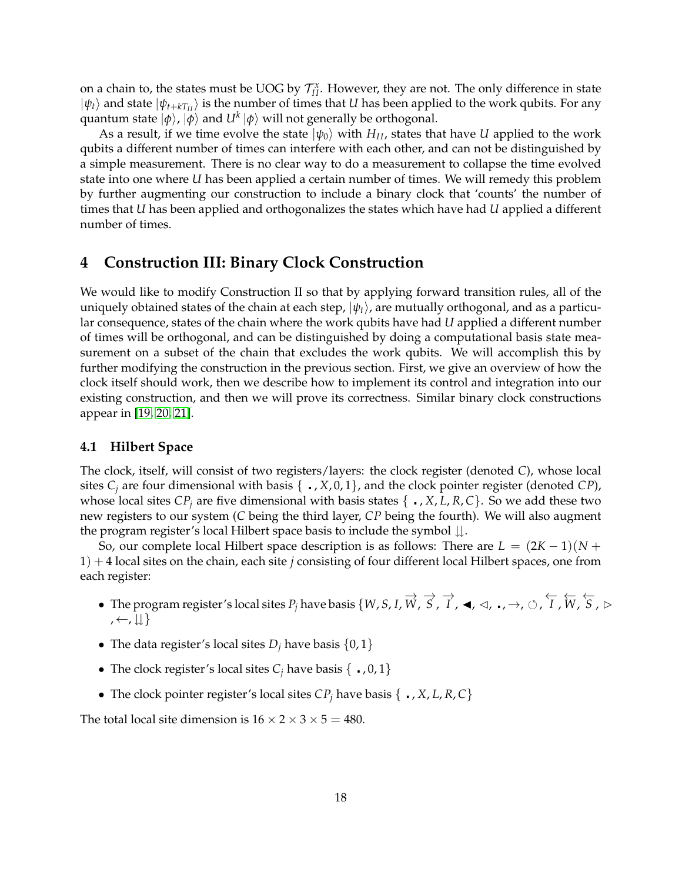on a chain to, the states must be UOG by $\mathcal{T}_{II}^{x}$. However, they are not. The only difference in state $|\psi_t\rangle$ and state $|\psi_{t+kT_{II}}\rangle$ is the number of times that $U$ has been applied to the work qubits. For any quantum state $|\phi\rangle$, $|\phi\rangle$ and $U^k|\phi\rangle$ will not generally be orthogonal.

As a result, if we time evolve the state $|\psi_0\rangle$ with $H_{II}$, states that have $U$ applied to the work qubits a different number of times can interfere with each other, and can not be distinguished by a simple measurement. There is no clear way to do a measurement to collapse the time evolved state into one where $U$ has been applied a certain number of times. We will remedy this problem by further augmenting our construction to include a binary clock that 'counts' the number of times that $U$ has been applied and orthogonalizes the states which have had $U$ applied a different number of times.

# 4 Construction III: Binary Clock Construction

We would like to modify Construction II so that by applying forward transition rules, all of the uniquely obtained states of the chain at each step, $|\psi_t\rangle$, are mutually orthogonal, and as a particular consequence, states of the chain where the work qubits have had $U$ applied a different number of times will be orthogonal, and can be distinguished by doing a computational basis state measurement on a subset of the chain that excludes the work qubits. We will accomplish this by further modifying the construction in the previous section. First, we give an overview of how the clock itself should work, then we describe how to implement its control and integration into our existing construction, and then we will prove its correctness. Similar binary clock constructions appear in [19, 20, 21].

## 4.1 Hilbert Space

The clock, itself, will consist of two registers/layers: the clock register (denoted $C$), whose local sites $C_j$ are four dimensional with basis $\{\ \textbf{.}\,, X, 0, 1\}$, and the clock pointer register (denoted $CP$), whose local sites $CP_j$ are five dimensional with basis states $\{\ \textbf{.}\,, X, L, R, C\}$. So we add these two new registers to our system ($C$ being the third layer, $CP$ being the fourth). We will also augment the program register's local Hilbert space basis to include the symbol $\downdownarrows$.

So, our complete local Hilbert space description is as follows: There are $L = (2K-1)(N+1)+4$ local sites on the chain, each site $j$ consisting of four different local Hilbert spaces, one from each register:

- The program register's local sites $P_j$ have basis $\{W, S, I, \overrightarrow{W}, \overrightarrow{S}, \overrightarrow{I}, \blacktriangleleft, \triangleleft, \textbf{.}\,, \rightarrow, \circlearrowleft, \overleftarrow{I}, \overleftarrow{W}, \overleftarrow{S}, \triangleright, \leftarrow, \downdownarrows\}$
- The data register's local sites $D_j$ have basis $\{0, 1\}$
- The clock register's local sites $C_j$ have basis $\{\ \textbf{.}\,, 0, 1\}$
- The clock pointer register's local sites $CP_j$ have basis $\{\ \textbf{.}\,, X, L, R, C\}$

The total local site dimension is $16 \times 2 \times 3 \times 5 = 480$.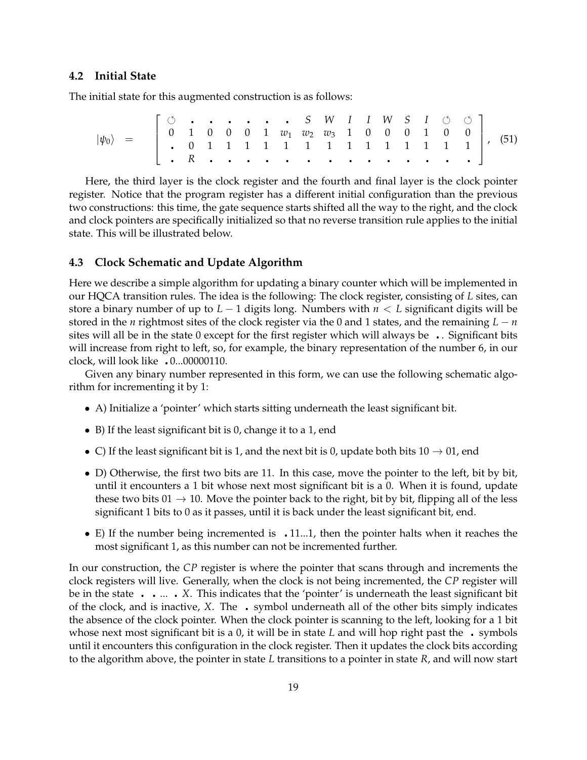### 4.2 Initial State

The initial state for this augmented construction is as follows:

$$|\psi_0\rangle \quad = \quad \left[ \begin{array}{cccccccccccccccc} \circlearrowleft & \centerdot & \centerdot & \centerdot & \centerdot & \centerdot & \centerdot & S & W & I & I & W & S & I & \circlearrowleft & \circlearrowleft \\ 0 & 1 & 0 & 0 & 0 & 1 & w_1 & w_2 & w_3 & 1 & 0 & 0 & 0 & 1 & 0 & 0 \\ \centerdot & 0 & 1 & 1 & 1 & 1 & 1 & 1 & 1 & 1 & 1 & 1 & 1 & 1 & 1 & 1 \\ \centerdot & R & \centerdot & \centerdot & \centerdot & \centerdot & \centerdot & \centerdot & \centerdot & \centerdot & \centerdot & \centerdot & \centerdot & \centerdot & \centerdot & \centerdot \end{array} \right], \quad (51)$$

Here, the third layer is the clock register and the fourth and final layer is the clock pointer register. Notice that the program register has a different initial configuration than the previous two constructions: this time, the gate sequence starts shifted all the way to the right, and the clock and clock pointers are specifically initialized so that no reverse transition rule applies to the initial state. This will be illustrated below.

### 4.3 Clock Schematic and Update Algorithm

Here we describe a simple algorithm for updating a binary counter which will be implemented in our HQCA transition rules. The idea is the following: The clock register, consisting of $L$ sites, can store a binary number of up to $L-1$ digits long. Numbers with $n < L$ significant digits will be stored in the $n$ rightmost sites of the clock register via the 0 and 1 states, and the remaining $L-n$ sites will all be in the state 0 except for the first register which will always be $\centerdot$. Significant bits will increase from right to left, so, for example, the binary representation of the number 6, in our clock, will look like $\centerdot$0...00000110.

Given any binary number represented in this form, we can use the following schematic algorithm for incrementing it by 1:

- A) Initialize a 'pointer' which starts sitting underneath the least significant bit.
- B) If the least significant bit is 0, change it to a 1, end
- C) If the least significant bit is 1, and the next bit is 0, update both bits $10 \to 01$, end
- D) Otherwise, the first two bits are 11. In this case, move the pointer to the left, bit by bit, until it encounters a 1 bit whose next most significant bit is a 0. When it is found, update these two bits $01 \to 10$. Move the pointer back to the right, bit by bit, flipping all of the less significant 1 bits to 0 as it passes, until it is back under the least significant bit, end.
- E) If the number being incremented is $\centerdot$11...1, then the pointer halts when it reaches the most significant 1, as this number can not be incremented further.

In our construction, the $CP$ register is where the pointer that scans through and increments the clock registers will live. Generally, when the clock is not being incremented, the $CP$ register will be in the state $\centerdot\ \centerdot$ ... $\centerdot$ $X$. This indicates that the 'pointer' is underneath the least significant bit of the clock, and is inactive, $X$. The $\centerdot$ symbol underneath all of the other bits simply indicates the absence of the clock pointer. When the clock pointer is scanning to the left, looking for a 1 bit whose next most significant bit is a 0, it will be in state $L$ and will hop right past the $\centerdot$ symbols until it encounters this configuration in the clock register. Then it updates the clock bits according to the algorithm above, the pointer in state $L$ transitions to a pointer in state $R$, and will now start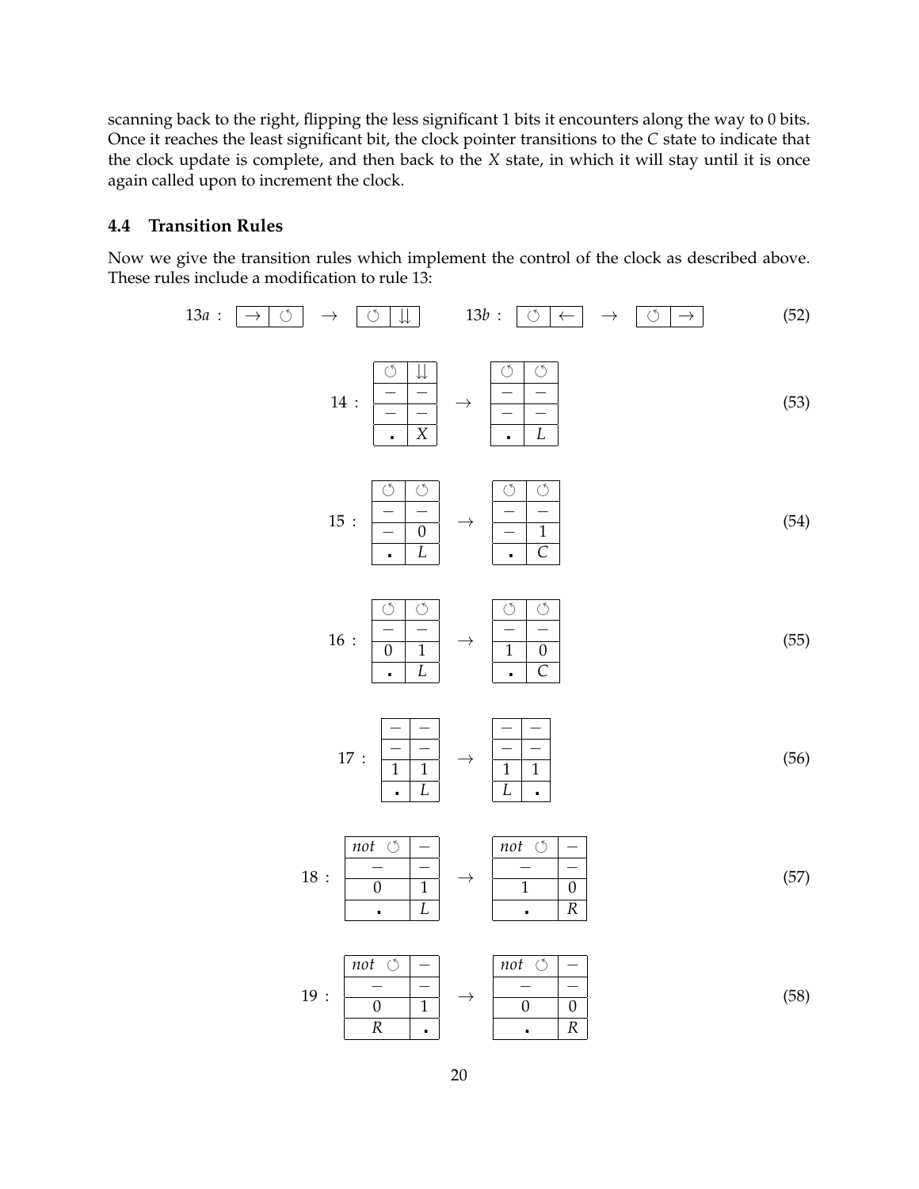scanning back to the right, flipping the less significant 1 bits it encounters along the way to 0 bits. Once it reaches the least significant bit, the clock pointer transitions to the *C* state to indicate that the clock update is complete, and then back to the *X* state, in which it will stay until it is once again called upon to increment the clock.

### 4.4 Transition Rules

Now we give the transition rules which implement the control of the clock as described above. These rules include a modification to rule 13:

$$13a: \boxed{\rightarrow}\boxed{\circlearrowleft} \rightarrow \boxed{\circlearrowleft}\boxed{\downdownarrows} \qquad 13b: \boxed{\circlearrowleft}\boxed{\leftarrow} \rightarrow \boxed{\circlearrowleft}\boxed{\rightarrow} \tag{52}$$

14 : (53)

| | |
|---|---|
| ↺ | ⇊ |
| – | – |
| – | – |
| . | $X$ |

→

| | |
|---|---|
| ↺ | ↺ |
| – | – |
| – | – |
| . | $L$ |

15 : (54)

| | |
|---|---|
| ↺ | ↺ |
| – | – |
| – | 0 |
| . | $L$ |

→

| | |
|---|---|
| ↺ | ↺ |
| – | – |
| – | 1 |
| . | $C$ |

16 : (55)

| | |
|---|---|
| ↺ | ↺ |
| – | – |
| 0 | 1 |
| . | $L$ |

→

| | |
|---|---|
| ↺ | ↺ |
| – | – |
| 1 | 0 |
| . | $C$ |

17 : (56)

| | |
|---|---|
| – | – |
| – | – |
| 1 | 1 |
| . | $L$ |

→

| | |
|---|---|
| – | – |
| – | – |
| 1 | 1 |
| $L$ | . |

18 : (57)

| | |
|---|---|
| *not* ↺ | – |
| – | – |
| 0 | 1 |
| . | $L$ |

→

| | |
|---|---|
| *not* ↺ | – |
| – | – |
| 1 | 0 |
| . | $R$ |

19 : (58)

| | |
|---|---|
| *not* ↺ | – |
| – | – |
| 0 | 1 |
| $R$ | . |

→

| | |
|---|---|
| *not* ↺ | – |
| – | – |
| 0 | 0 |
| . | $R$ |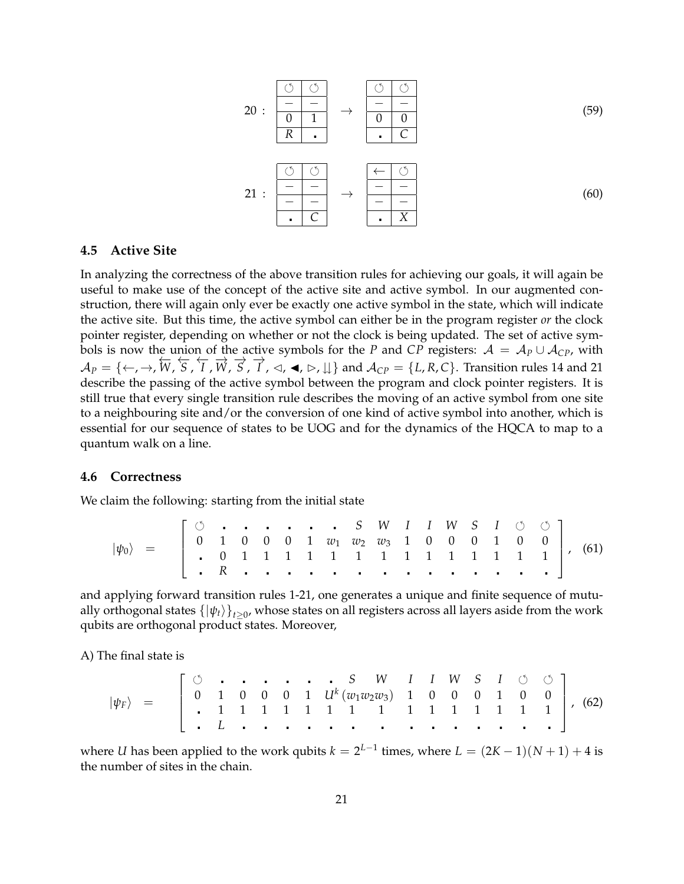$$
20: \begin{array}{|c|c|} \hline \circlearrowleft & \circlearrowleft \\ \hline - & - \\ \hline 0 & 1 \\ \hline R & \centerdot \\ \hline \end{array} \quad \rightarrow \quad \begin{array}{|c|c|} \hline \circlearrowleft & \circlearrowleft \\ \hline - & - \\ \hline 0 & 0 \\ \hline \centerdot & C \\ \hline \end{array} \tag{59}
$$

$$
21: \begin{array}{|c|c|} \hline \circlearrowleft & \circlearrowleft \\ \hline - & - \\ \hline - & - \\ \hline \centerdot & C \\ \hline \end{array} \quad \rightarrow \quad \begin{array}{|c|c|} \hline \leftarrow & \circlearrowleft \\ \hline - & - \\ \hline - & - \\ \hline \centerdot & X \\ \hline \end{array} \tag{60}
$$

### 4.5 Active Site

In analyzing the correctness of the above transition rules for achieving our goals, it will again be useful to make use of the concept of the active site and active symbol. In our augmented construction, there will again only ever be exactly one active symbol in the state, which will indicate the active site. But this time, the active symbol can either be in the program register *or* the clock pointer register, depending on whether or not the clock is being updated. The set of active symbols is now the union of the active symbols for the $P$ and $CP$ registers: $\mathcal{A} = \mathcal{A}_P \cup \mathcal{A}_{CP}$, with $\mathcal{A}_P = \{\leftarrow, \rightarrow, \overleftarrow{W}, \overleftarrow{S}, \overleftarrow{I}, \overrightarrow{W}, \overrightarrow{S}, \overrightarrow{I}, \lhd, \blacktriangleleft, \rhd, \downdownarrows\}$ and $\mathcal{A}_{CP} = \{L, R, C\}$. Transition rules 14 and 21 describe the passing of the active symbol between the program and clock pointer registers. It is still true that every single transition rule describes the moving of an active symbol from one site to a neighbouring site and/or the conversion of one kind of active symbol into another, which is essential for our sequence of states to be UOG and for the dynamics of the HQCA to map to a quantum walk on a line.

### 4.6 Correctness

We claim the following: starting from the initial state

$$
|\psi_0\rangle \;=\; \left[\begin{array}{cccccccccccccccc} \circlearrowleft & \centerdot & \centerdot & \centerdot & \centerdot & \centerdot & \centerdot & S & W & I & I & W & S & I & \circlearrowleft & \circlearrowleft \\ 0 & 1 & 0 & 0 & 0 & 1 & w_1 & w_2 & w_3 & 1 & 0 & 0 & 0 & 1 & 0 & 0 \\ \centerdot & 0 & 1 & 1 & 1 & 1 & 1 & 1 & 1 & 1 & 1 & 1 & 1 & 1 & 1 & 1 \\ \centerdot & R & \centerdot & \centerdot & \centerdot & \centerdot & \centerdot & \centerdot & \centerdot & \centerdot & \centerdot & \centerdot & \centerdot & \centerdot & \centerdot & \centerdot \end{array}\right], \tag{61}
$$

and applying forward transition rules 1-21, one generates a unique and finite sequence of mutually orthogonal states $\{|\psi_t\rangle\}_{t\geq 0}$, whose states on all registers across all layers aside from the work qubits are orthogonal product states. Moreover,

A) The final state is

$$
|\psi_F\rangle \;=\; \left[\begin{array}{cccccccccccccccc} \circlearrowleft & \centerdot & \centerdot & \centerdot & \centerdot & \centerdot & \centerdot & S & W & I & I & W & S & I & \circlearrowleft & \circlearrowleft \\ 0 & 1 & 0 & 0 & 0 & 1 & U^k\,(w_1 & w_2 & w_3) & 1 & 0 & 0 & 0 & 1 & 0 & 0 \\ \centerdot & 1 & 1 & 1 & 1 & 1 & 1 & 1 & 1 & 1 & 1 & 1 & 1 & 1 & 1 & 1 \\ \centerdot & L & \centerdot & \centerdot & \centerdot & \centerdot & \centerdot & \centerdot & \centerdot & \centerdot & \centerdot & \centerdot & \centerdot & \centerdot & \centerdot & \centerdot \end{array}\right], \tag{62}
$$

where $U$ has been applied to the work qubits $k = 2^{L-1}$ times, where $L = (2K-1)(N+1)+4$ is the number of sites in the chain.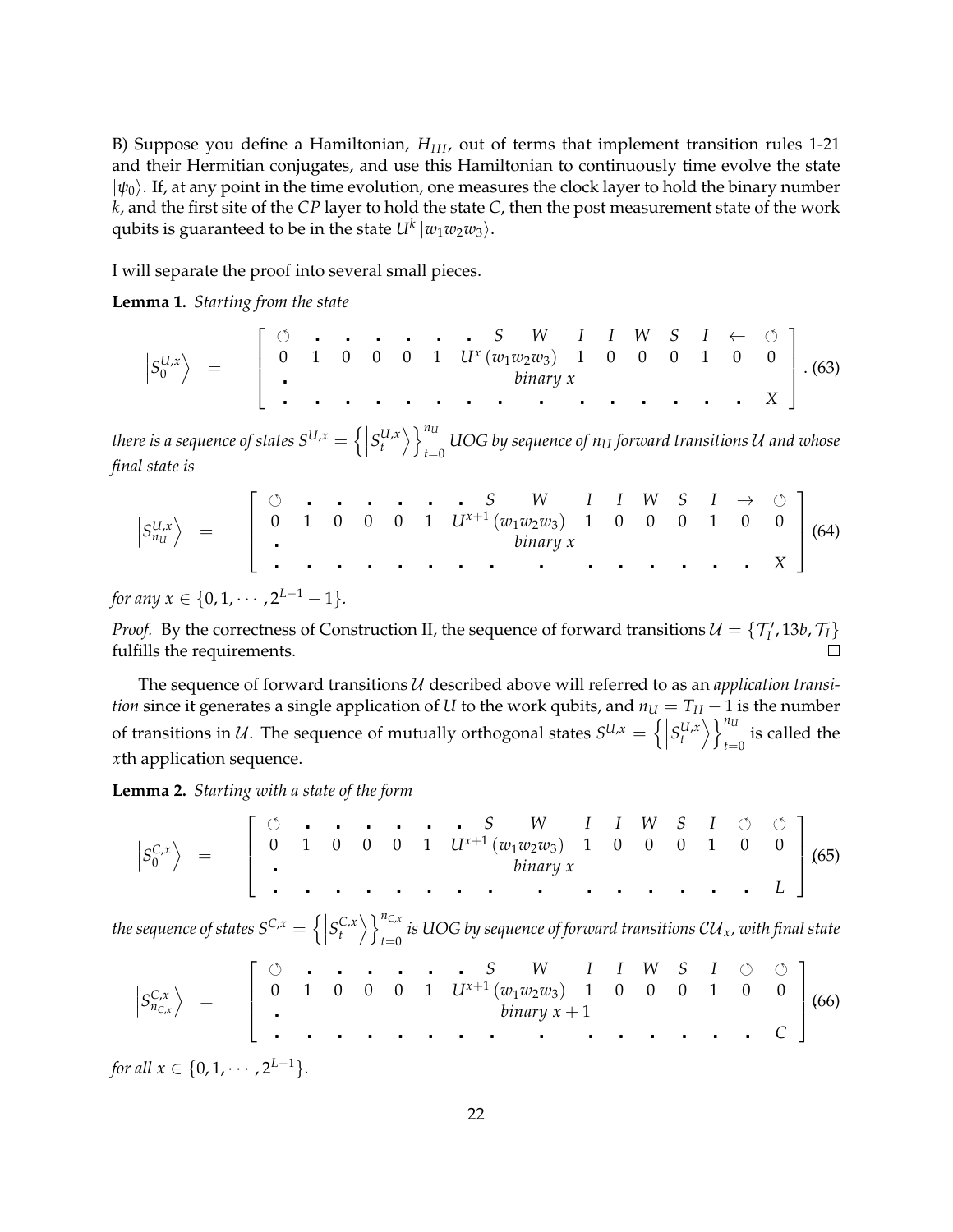B) Suppose you define a Hamiltonian, $H_{III}$, out of terms that implement transition rules 1-21 and their Hermitian conjugates, and use this Hamiltonian to continuously time evolve the state $|\psi_0\rangle$. If, at any point in the time evolution, one measures the clock layer to hold the binary number $k$, and the first site of the $CP$ layer to hold the state $C$, then the post measurement state of the work qubits is guaranteed to be in the state $U^k |w_1w_2w_3\rangle$.

I will separate the proof into several small pieces.

**Lemma 1.** *Starting from the state*

$$\left|S_0^{U,x}\right\rangle = \left[\begin{array}{ccccccccccccccc} \circlearrowleft & \cdot & \cdot & \cdot & \cdot & \cdot & \cdot & S & W & I & I & W & S & I & \leftarrow & \circlearrowleft \\ 0 & 1 & 0 & 0 & 0 & 1 & & U^x(w_1w_2w_3) & & 1 & 0 & 0 & 0 & 1 & 0 & 0 \\ \cdot & & & & & & & & binary\ x & & & & & & & \\ \cdot & \cdot & \cdot & \cdot & \cdot & \cdot & \cdot & \cdot & \cdot & \cdot & \cdot & \cdot & \cdot & \cdot & \cdot & X \end{array}\right]. \quad (63)$$

*there is a sequence of states $S^{U,x} = \left\{\left|S_t^{U,x}\right\rangle\right\}_{t=0}^{n_U}$ UOG by sequence of $n_U$ forward transitions $\mathcal{U}$ and whose final state is*

$$\left|S_{n_U}^{U,x}\right\rangle = \left[\begin{array}{ccccccccccccccc} \circlearrowleft & \cdot & \cdot & \cdot & \cdot & \cdot & \cdot & S & W & I & I & W & S & I & \rightarrow & \circlearrowleft \\ 0 & 1 & 0 & 0 & 0 & 1 & & U^{x+1}(w_1w_2w_3) & & 1 & 0 & 0 & 0 & 1 & 0 & 0 \\ \cdot & & & & & & & & binary\ x & & & & & & & \\ \cdot & \cdot & \cdot & \cdot & \cdot & \cdot & \cdot & \cdot & \cdot & \cdot & \cdot & \cdot & \cdot & \cdot & \cdot & X \end{array}\right] \quad (64)$$

*for any $x \in \{0, 1, \cdots, 2^{L-1} - 1\}$.*

*Proof.* By the correctness of Construction II, the sequence of forward transitions $\mathcal{U} = \{\mathcal{T}_I', 13b, \mathcal{T}_I\}$ fulfills the requirements. $\square$

The sequence of forward transitions $\mathcal{U}$ described above will referred to as an *application transition* since it generates a single application of $U$ to the work qubits, and $n_U = T_{II} - 1$ is the number of transitions in $\mathcal{U}$. The sequence of mutually orthogonal states $S^{U,x} = \left\{\left|S_t^{U,x}\right\rangle\right\}_{t=0}^{n_U}$ is called the $x$th application sequence.

**Lemma 2.** *Starting with a state of the form*

$$\left|S_0^{C,x}\right\rangle = \left[\begin{array}{ccccccccccccccc} \circlearrowleft & \cdot & \cdot & \cdot & \cdot & \cdot & \cdot & S & W & I & I & W & S & I & \circlearrowleft & \circlearrowleft \\ 0 & 1 & 0 & 0 & 0 & 1 & & U^{x+1}(w_1w_2w_3) & & 1 & 0 & 0 & 0 & 1 & 0 & 0 \\ \cdot & & & & & & & & binary\ x & & & & & & & \\ \cdot & \cdot & \cdot & \cdot & \cdot & \cdot & \cdot & \cdot & \cdot & \cdot & \cdot & \cdot & \cdot & \cdot & \cdot & L \end{array}\right] \quad (65)$$

*the sequence of states $S^{C,x} = \left\{\left|S_t^{C,x}\right\rangle\right\}_{t=0}^{n_{C,x}}$ is UOG by sequence of forward transitions $\mathcal{CU}_x$, with final state*

$$\left|S_{n_{C,x}}^{C,x}\right\rangle = \left[\begin{array}{ccccccccccccccc} \circlearrowleft & \cdot & \cdot & \cdot & \cdot & \cdot & \cdot & S & W & I & I & W & S & I & \circlearrowleft & \circlearrowleft \\ 0 & 1 & 0 & 0 & 0 & 1 & & U^{x+1}(w_1w_2w_3) & & 1 & 0 & 0 & 0 & 1 & 0 & 0 \\ \cdot & & & & & & & & binary\ x+1 & & & & & & & \\ \cdot & \cdot & \cdot & \cdot & \cdot & \cdot & \cdot & \cdot & \cdot & \cdot & \cdot & \cdot & \cdot & \cdot & \cdot & C \end{array}\right] \quad (66)$$

*for all $x \in \{0, 1, \cdots, 2^{L-1}\}$.*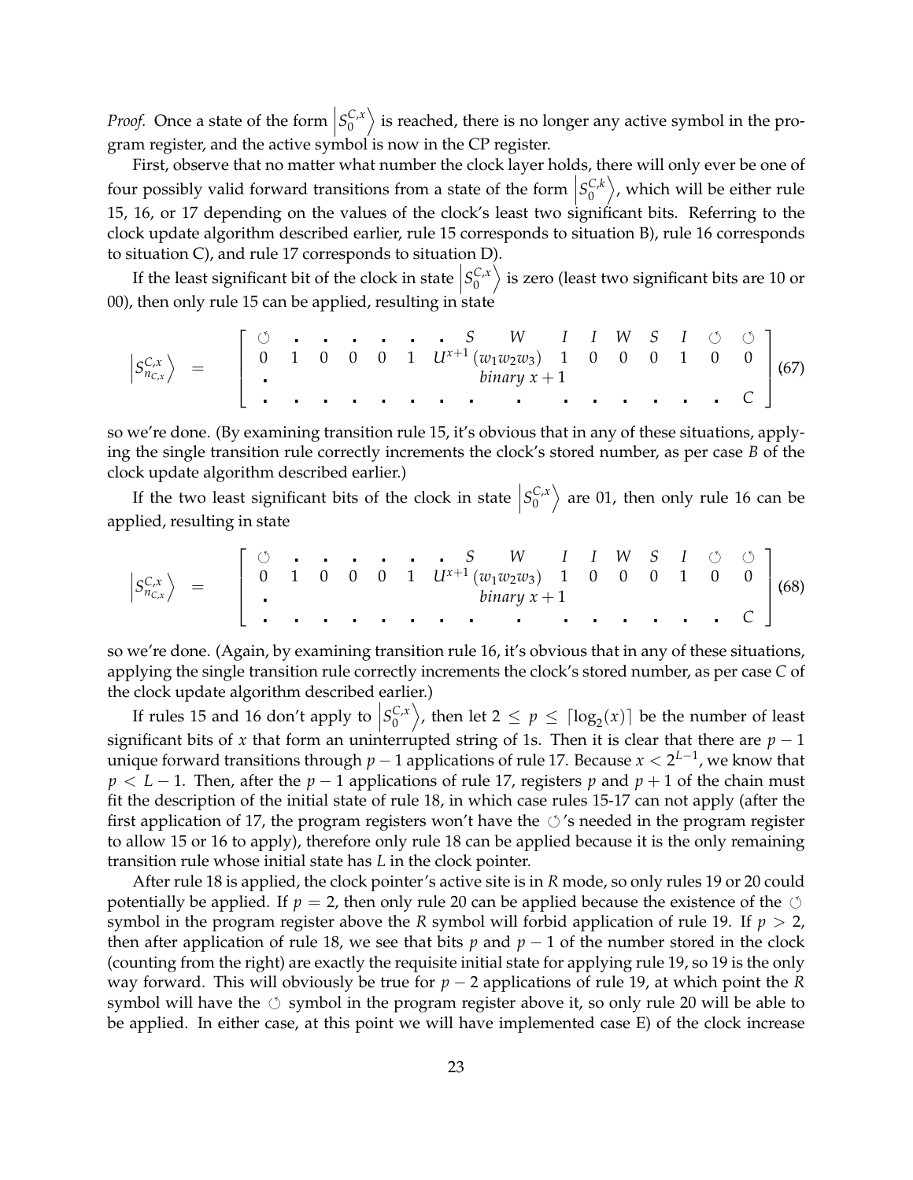*Proof.* Once a state of the form $\left|S_0^{C,x}\right\rangle$ is reached, there is no longer any active symbol in the program register, and the active symbol is now in the CP register.

First, observe that no matter what number the clock layer holds, there will only ever be one of four possibly valid forward transitions from a state of the form $\left|S_0^{C,k}\right\rangle$, which will be either rule 15, 16, or 17 depending on the values of the clock's least two significant bits. Referring to the clock update algorithm described earlier, rule 15 corresponds to situation B), rule 16 corresponds to situation C), and rule 17 corresponds to situation D).

If the least significant bit of the clock in state $\left|S_0^{C,x}\right\rangle$ is zero (least two significant bits are 10 or 00), then only rule 15 can be applied, resulting in state

$$\left|S_{n_{C,x}}^{C,x}\right\rangle = \begin{bmatrix} \circlearrowright & \cdot & \cdot & \cdot & \cdot & \cdot & \cdot & S & W & I & I & W & S & I & \circlearrowright & \circlearrowright \\ 0 & 1 & 0 & 0 & 0 & 1 & U^{x+1}(w_1w_2w_3) & & & 1 & 0 & 0 & 0 & 1 & 0 & 0 \\ \cdot & & & & & & & \textit{binary } x+1 & & & & & & & & \\ \cdot & \cdot & \cdot & \cdot & \cdot & \cdot & \cdot & \cdot & \cdot & \cdot & \cdot & \cdot & \cdot & \cdot & \cdot & C \end{bmatrix} \tag{67}$$

so we're done. (By examining transition rule 15, it's obvious that in any of these situations, applying the single transition rule correctly increments the clock's stored number, as per case *B* of the clock update algorithm described earlier.)

If the two least significant bits of the clock in state $\left|S_0^{C,x}\right\rangle$ are 01, then only rule 16 can be applied, resulting in state

$$\left|S_{n_{C,x}}^{C,x}\right\rangle = \begin{bmatrix} \circlearrowright & \cdot & \cdot & \cdot & \cdot & \cdot & \cdot & S & W & I & I & W & S & I & \circlearrowright & \circlearrowright \\ 0 & 1 & 0 & 0 & 0 & 1 & U^{x+1}(w_1w_2w_3) & & & 1 & 0 & 0 & 0 & 1 & 0 & 0 \\ \cdot & & & & & & & \textit{binary } x+1 & & & & & & & & \\ \cdot & \cdot & \cdot & \cdot & \cdot & \cdot & \cdot & \cdot & \cdot & \cdot & \cdot & \cdot & \cdot & \cdot & \cdot & C \end{bmatrix} \tag{68}$$

so we're done. (Again, by examining transition rule 16, it's obvious that in any of these situations, applying the single transition rule correctly increments the clock's stored number, as per case *C* of the clock update algorithm described earlier.)

If rules 15 and 16 don't apply to $\left|S_0^{C,x}\right\rangle$, then let $2 \le p \le \lceil \log_2(x) \rceil$ be the number of least significant bits of $x$ that form an uninterrupted string of 1s. Then it is clear that there are $p-1$ unique forward transitions through $p-1$ applications of rule 17. Because $x < 2^{L-1}$, we know that $p < L-1$. Then, after the $p-1$ applications of rule 17, registers $p$ and $p+1$ of the chain must fit the description of the initial state of rule 18, in which case rules 15-17 can not apply (after the first application of 17, the program registers won't have the $\circlearrowright$'s needed in the program register to allow 15 or 16 to apply), therefore only rule 18 can be applied because it is the only remaining transition rule whose initial state has $L$ in the clock pointer.

After rule 18 is applied, the clock pointer's active site is in $R$ mode, so only rules 19 or 20 could potentially be applied. If $p = 2$, then only rule 20 can be applied because the existence of the $\circlearrowright$ symbol in the program register above the $R$ symbol will forbid application of rule 19. If $p > 2$, then after application of rule 18, we see that bits $p$ and $p-1$ of the number stored in the clock (counting from the right) are exactly the requisite initial state for applying rule 19, so 19 is the only way forward. This will obviously be true for $p-2$ applications of rule 19, at which point the $R$ symbol will have the $\circlearrowright$ symbol in the program register above it, so only rule 20 will be able to be applied. In either case, at this point we will have implemented case E) of the clock increase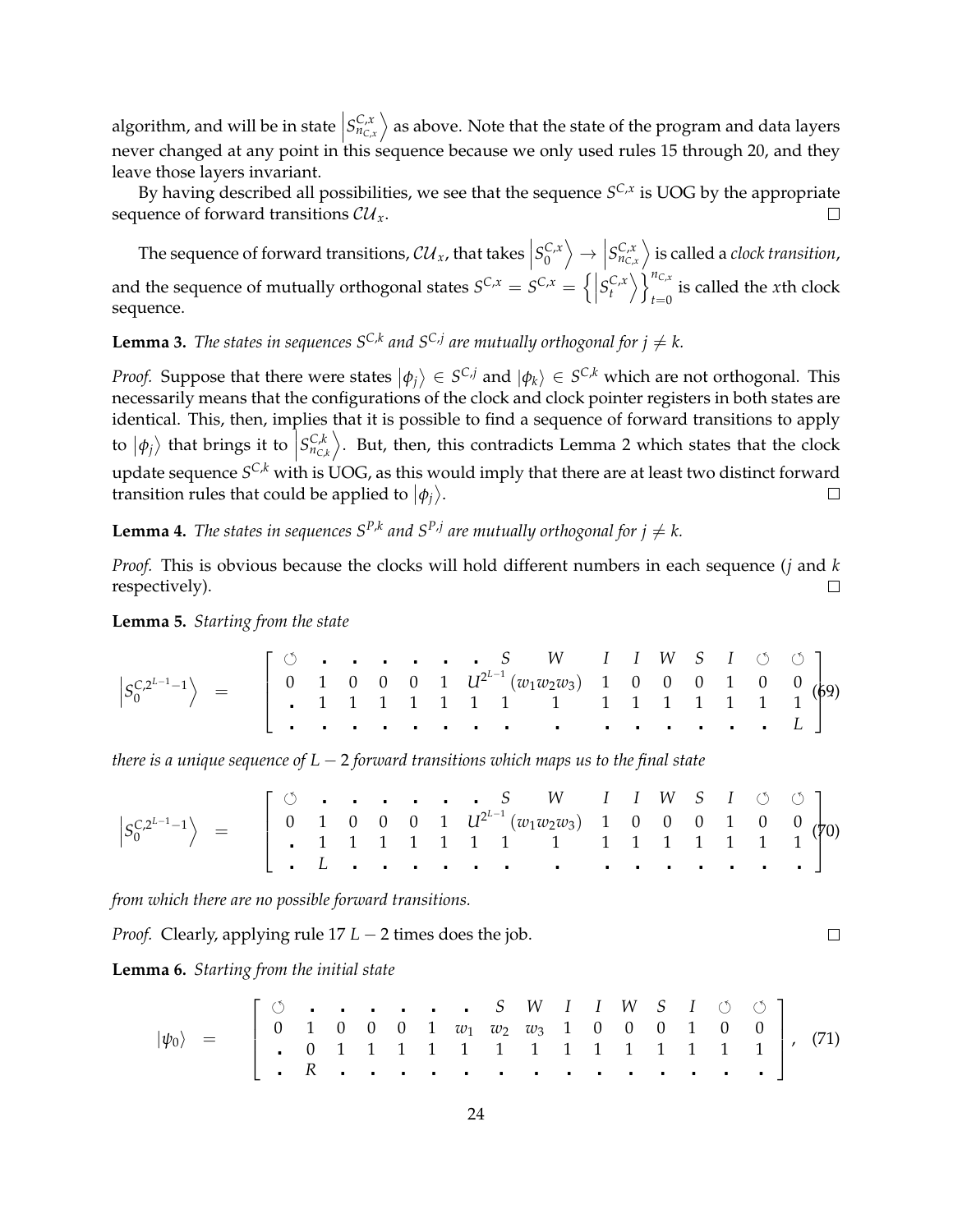algorithm, and will be in state $\left|S^{C,x}_{n_{C,x}}\right\rangle$ as above. Note that the state of the program and data layers never changed at any point in this sequence because we only used rules 15 through 20, and they leave those layers invariant.

By having described all possibilities, we see that the sequence $S^{C,x}$ is UOG by the appropriate sequence of forward transitions $\mathcal{CU}_x$. $\square$

The sequence of forward transitions, $\mathcal{CU}_x$, that takes $\left|S^{C,x}_0\right\rangle \to \left|S^{C,x}_{n_{C,x}}\right\rangle$ is called a *clock transition*, and the sequence of mutually orthogonal states $S^{C,x} = S^{C,x} = \left\{\left|S^{C,x}_t\right\rangle\right\}_{t=0}^{n_{C,x}}$ is called the $x$th clock sequence.

**Lemma 3.** *The states in sequences $S^{C,k}$ and $S^{C,j}$ are mutually orthogonal for $j \neq k$.*

*Proof.* Suppose that there were states $|\phi_j\rangle \in S^{C,j}$ and $|\phi_k\rangle \in S^{C,k}$ which are not orthogonal. This necessarily means that the configurations of the clock and clock pointer registers in both states are identical. This, then, implies that it is possible to find a sequence of forward transitions to apply to $|\phi_j\rangle$ that brings it to $\left|S^{C,k}_{n_{C,k}}\right\rangle$. But, then, this contradicts Lemma 2 which states that the clock update sequence $S^{C,k}$ with is UOG, as this would imply that there are at least two distinct forward transition rules that could be applied to $|\phi_j\rangle$. $\square$

**Lemma 4.** *The states in sequences $S^{P,k}$ and $S^{P,j}$ are mutually orthogonal for $j \neq k$.*

*Proof.* This is obvious because the clocks will hold different numbers in each sequence ($j$ and $k$ respectively). $\square$

**Lemma 5.** *Starting from the state*

$$\left|S_0^{C,2^{L-1}-1}\right\rangle = \left[\begin{array}{cccccccccccccccc} \circlearrowleft & \cdot & \cdot & \cdot & \cdot & \cdot & \cdot & \cdot & S & W & I & I & W & S & I & \circlearrowleft & \circlearrowleft \\ 0 & 1 & 0 & 0 & 0 & 1 & \multicolumn{2}{c}{U^{2^{L-1}}(w_1w_2w_3)} & & 1 & 0 & 0 & 0 & 1 & 0 & 0 \\ \cdot & 1 & 1 & 1 & 1 & 1 & 1 & 1 & & 1 & 1 & 1 & 1 & 1 & 1 & 1 & 1 \\ \cdot & \cdot & \cdot & \cdot & \cdot & \cdot & \cdot & \cdot & & \cdot & \cdot & \cdot & \cdot & \cdot & \cdot & \cdot & L \end{array}\right] \quad (69)$$

*there is a unique sequence of $L-2$ forward transitions which maps us to the final state*

$$\left|S_0^{C,2^{L-1}-1}\right\rangle = \left[\begin{array}{cccccccccccccccc} \circlearrowleft & \cdot & \cdot & \cdot & \cdot & \cdot & \cdot & \cdot & S & W & I & I & W & S & I & \circlearrowleft & \circlearrowleft \\ 0 & 1 & 0 & 0 & 0 & 1 & \multicolumn{2}{c}{U^{2^{L-1}}(w_1w_2w_3)} & & 1 & 0 & 0 & 0 & 1 & 0 & 0 \\ \cdot & 1 & 1 & 1 & 1 & 1 & 1 & 1 & & 1 & 1 & 1 & 1 & 1 & 1 & 1 & 1 \\ \cdot & L & \cdot & \cdot & \cdot & \cdot & \cdot & \cdot & & \cdot & \cdot & \cdot & \cdot & \cdot & \cdot & \cdot & \cdot \end{array}\right] \quad (70)$$

*from which there are no possible forward transitions.*

*Proof.* Clearly, applying rule 17 $L-2$ times does the job. $\square$

**Lemma 6.** *Starting from the initial state*

$$|\psi_0\rangle = \left[\begin{array}{cccccccccccccccccc} \circlearrowleft & \cdot & \cdot & \cdot & \cdot & \cdot & \cdot & \cdot & S & W & I & I & W & S & I & \circlearrowleft & \circlearrowleft \\ 0 & 1 & 0 & 0 & 0 & 1 & w_1 & w_2 & w_3 & 1 & 0 & 0 & 0 & 1 & 0 & 0 \\ \cdot & 0 & 1 & 1 & 1 & 1 & 1 & 1 & 1 & 1 & 1 & 1 & 1 & 1 & 1 & 1 \\ \cdot & R & \cdot & \cdot & \cdot & \cdot & \cdot & \cdot & \cdot & \cdot & \cdot & \cdot & \cdot & \cdot & \cdot & \cdot \end{array}\right], \quad (71)$$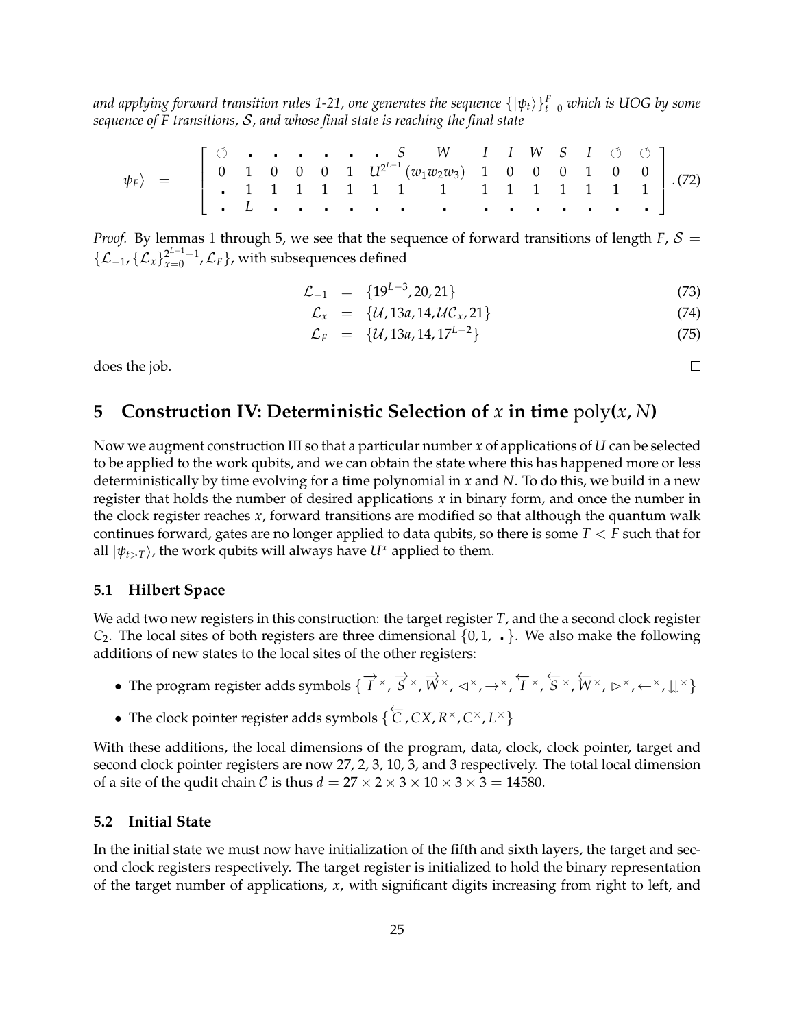*and applying forward transition rules 1-21, one generates the sequence $\{|\psi_t\rangle\}_{t=0}^{F}$ which is UOG by some sequence of F transitions, $\mathcal{S}$, and whose final state is reaching the final state*

$$
|\psi_F\rangle = \left[\begin{array}{cccccccccccccccc}
\circlearrowleft & \centerdot & \centerdot & \centerdot & \centerdot & \centerdot & \centerdot & S & W & I & I & W & S & I & \circlearrowleft & \circlearrowleft \\
0 & 1 & 0 & 0 & 0 & 1 & U^{2^{L-1}}(w_1 w_2 w_3) & 1 & 0 & 0 & 0 & 1 & 0 & 0 & & \\
\centerdot & 1 & 1 & 1 & 1 & 1 & 1 & 1 & 1 & 1 & 1 & 1 & 1 & 1 & & \\
\centerdot & L & \centerdot & \centerdot & \centerdot & \centerdot & \centerdot & \centerdot & \centerdot & \centerdot & \centerdot & \centerdot & \centerdot & \centerdot & &
\end{array}\right]. \quad (72)
$$

*Proof.* By lemmas 1 through 5, we see that the sequence of forward transitions of length $F$, $\mathcal{S} = \{\mathcal{L}_{-1}, \{\mathcal{L}_x\}_{x=0}^{2^{L-1}-1}, \mathcal{L}_F\}$, with subsequences defined

$$
\begin{aligned}
\mathcal{L}_{-1} &= \{19^{L-3}, 20, 21\} && (73) \\
\mathcal{L}_x &= \{\mathcal{U}, 13a, 14, \mathcal{UC}_x, 21\} && (74) \\
\mathcal{L}_F &= \{\mathcal{U}, 13a, 14, 17^{L-2}\} && (75)
\end{aligned}
$$

does the job. □

## 5 Construction IV: Deterministic Selection of $x$ in time poly$(x, N)$

Now we augment construction III so that a particular number $x$ of applications of $U$ can be selected to be applied to the work qubits, and we can obtain the state where this has happened more or less deterministically by time evolving for a time polynomial in $x$ and $N$. To do this, we build in a new register that holds the number of desired applications $x$ in binary form, and once the number in the clock register reaches $x$, forward transitions are modified so that although the quantum walk continues forward, gates are no longer applied to data qubits, so there is some $T < F$ such that for all $|\psi_{t>T}\rangle$, the work qubits will always have $U^x$ applied to them.

### 5.1 Hilbert Space

We add two new registers in this construction: the target register $T$, and the a second clock register $C_2$. The local sites of both registers are three dimensional $\{0, 1, \centerdot\}$. We also make the following additions of new states to the local sites of the other registers:

- The program register adds symbols $\{\overrightarrow{I}^{\times}, \overrightarrow{S}^{\times}, \overrightarrow{W}^{\times}, \triangleleft^{\times}, \rightarrow^{\times}, \overleftarrow{I}^{\times}, \overleftarrow{S}^{\times}, \overleftarrow{W}^{\times}, \triangleright^{\times}, \leftarrow^{\times}, \downdownarrows^{\times}\}$
- The clock pointer register adds symbols $\{\overleftarrow{C}, CX, R^{\times}, C^{\times}, L^{\times}\}$

With these additions, the local dimensions of the program, data, clock, clock pointer, target and second clock pointer registers are now 27, 2, 3, 10, 3, and 3 respectively. The total local dimension of a site of the qudit chain $\mathcal{C}$ is thus $d = 27 \times 2 \times 3 \times 10 \times 3 \times 3 = 14580$.

### 5.2 Initial State

In the initial state we must now have initialization of the fifth and sixth layers, the target and second clock registers respectively. The target register is initialized to hold the binary representation of the target number of applications, $x$, with significant digits increasing from right to left, and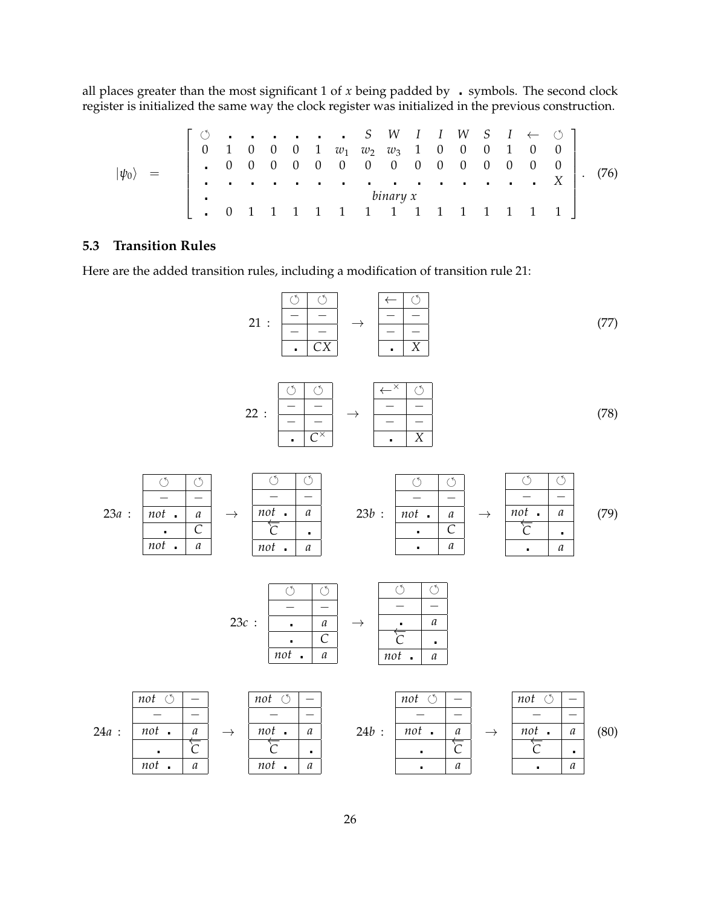all places greater than the most significant 1 of $x$ being padded by $\centerdot$ symbols. The second clock register is initialized the same way the clock register was initialized in the previous construction.

$$|\psi_0\rangle = \left[\begin{array}{cccccccccccccccc} \circlearrowleft & \centerdot & \centerdot & \centerdot & \centerdot & \centerdot & \centerdot & S & W & I & I & W & S & I & \leftarrow & \circlearrowleft \\ 0 & 1 & 0 & 0 & 0 & 1 & w_1 & w_2 & w_3 & 1 & 0 & 0 & 0 & 1 & 0 & 0 \\ \centerdot & 0 & 0 & 0 & 0 & 0 & 0 & 0 & 0 & 0 & 0 & 0 & 0 & 0 & 0 & 0 \\ \centerdot & \centerdot & \centerdot & \centerdot & \centerdot & \centerdot & \centerdot & \centerdot & \centerdot & \centerdot & \centerdot & \centerdot & \centerdot & \centerdot & \centerdot & X \\ \centerdot & & & & & & & & binary\ x & & & & & & & \\ \centerdot & 0 & 1 & 1 & 1 & 1 & 1 & 1 & 1 & 1 & 1 & 1 & 1 & 1 & 1 & 1 \end{array}\right]. \tag{76}$$

### 5.3 Transition Rules

Here are the added transition rules, including a modification of transition rule 21:

$$21: \begin{array}{|c|c|} \hline \circlearrowleft & \circlearrowleft \\ \hline - & - \\ \hline - & - \\ \hline \centerdot & CX \\ \hline \end{array} \rightarrow \begin{array}{|c|c|} \hline \leftarrow & \circlearrowleft \\ \hline - & - \\ \hline - & - \\ \hline \centerdot & X \\ \hline \end{array} \tag{77}$$

$$22: \begin{array}{|c|c|} \hline \circlearrowleft & \circlearrowleft \\ \hline - & - \\ \hline - & - \\ \hline \centerdot & C^{\times} \\ \hline \end{array} \rightarrow \begin{array}{|c|c|} \hline \leftarrow^{\times} & \circlearrowleft \\ \hline - & - \\ \hline - & - \\ \hline \centerdot & X \\ \hline \end{array} \tag{78}$$

$$23a: \begin{array}{|c|c|} \hline \circlearrowleft & \circlearrowleft \\ \hline - & - \\ \hline not\ \centerdot & a \\ \hline \centerdot & C \\ \hline not\ \centerdot & a \\ \hline \end{array} \rightarrow \begin{array}{|c|c|} \hline \circlearrowleft & \circlearrowleft \\ \hline - & - \\ \hline not\ \centerdot & a \\ \hline \overleftarrow{C} & \centerdot \\ \hline not\ \centerdot & a \\ \hline \end{array} \qquad 23b: \begin{array}{|c|c|} \hline \circlearrowleft & \circlearrowleft \\ \hline - & - \\ \hline not\ \centerdot & a \\ \hline \centerdot & C \\ \hline \centerdot & a \\ \hline \end{array} \rightarrow \begin{array}{|c|c|} \hline \circlearrowleft & \circlearrowleft \\ \hline - & - \\ \hline not\ \centerdot & a \\ \hline \overleftarrow{C} & \centerdot \\ \hline \centerdot & a \\ \hline \end{array} \tag{79}$$

$$23c: \begin{array}{|c|c|} \hline \circlearrowleft & \circlearrowleft \\ \hline - & - \\ \hline \centerdot & a \\ \hline \centerdot & C \\ \hline not\ \centerdot & a \\ \hline \end{array} \rightarrow \begin{array}{|c|c|} \hline \circlearrowleft & \circlearrowleft \\ \hline - & - \\ \hline \centerdot & a \\ \hline \overleftarrow{C} & \centerdot \\ \hline not\ \centerdot & a \\ \hline \end{array}$$

$$24a: \begin{array}{|c|c|} \hline not\ \circlearrowleft & - \\ \hline - & - \\ \hline not\ \centerdot & a \\ \hline \centerdot & \overleftarrow{C} \\ \hline not\ \centerdot & a \\ \hline \end{array} \rightarrow \begin{array}{|c|c|} \hline not\ \circlearrowleft & - \\ \hline - & - \\ \hline not\ \centerdot & a \\ \hline \overleftarrow{C} & \centerdot \\ \hline not\ \centerdot & a \\ \hline \end{array} \qquad 24b: \begin{array}{|c|c|} \hline not\ \circlearrowleft & - \\ \hline - & - \\ \hline not\ \centerdot & a \\ \hline \centerdot & \overleftarrow{C} \\ \hline \centerdot & a \\ \hline \end{array} \rightarrow \begin{array}{|c|c|} \hline not\ \circlearrowleft & - \\ \hline - & - \\ \hline not\ \centerdot & a \\ \hline \overleftarrow{C} & \centerdot \\ \hline \centerdot & a \\ \hline \end{array} \tag{80}$$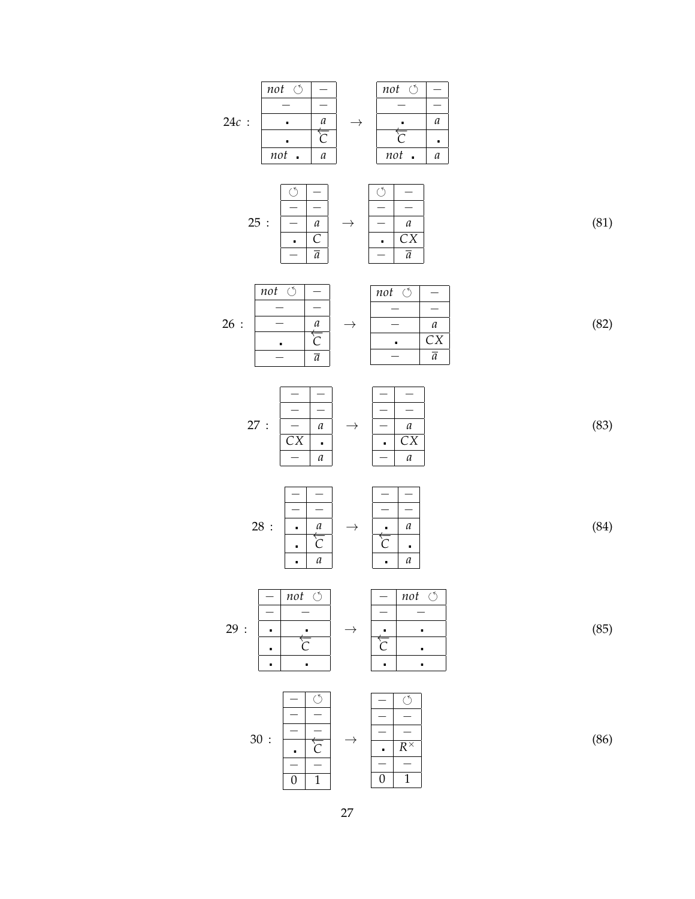24c :

| not ↺ | − |
|---|---|
| − | − |
| ▪ | $a$ |
| ▪ | $\overleftarrow{C}$ |
| not ▪ | $a$ |

→

| not ↺ | − |
|---|---|
| − | − |
| ▪ | $a$ |
| $\overleftarrow{C}$ | ▪ |
| not ▪ | $a$ |

25 :

| ↺ | − |
|---|---|
| − | − |
| − | $a$ |
| ▪ | $C$ |
| − | $\overline{a}$ |

→

| ↺ | − |
|---|---|
| − | − |
| − | $a$ |
| ▪ | $CX$ |
| − | $\overline{a}$ |

(81)

26 :

| not ↺ | − |
|---|---|
| − | − |
| − | $a$ |
| ▪ | $\overleftarrow{C}$ |
| − | $\overline{a}$ |

→

| not ↺ | − |
|---|---|
| − | − |
| − | $a$ |
| ▪ | $CX$ |
| − | $\overline{a}$ |

(82)

27 :

| − | − |
|---|---|
| − | − |
| − | $a$ |
| $CX$ | ▪ |
| − | $a$ |

→

| − | − |
|---|---|
| − | − |
| − | $a$ |
| ▪ | $CX$ |
| − | $a$ |

(83)

28 :

| − | − |
|---|---|
| − | − |
| ▪ | $a$ |
| ▪ | $\overleftarrow{C}$ |
| ▪ | $a$ |

→

| − | − |
|---|---|
| − | − |
| ▪ | $a$ |
| $\overleftarrow{C}$ | ▪ |
| ▪ | $a$ |

(84)

29 :

| − | not ↺ |
|---|---|
| − | − |
| ▪ | ▪ |
| ▪ | $\overleftarrow{C}$ |
| ▪ | ▪ |

→

| − | not ↺ |
|---|---|
| − | − |
| ▪ | ▪ |
| $\overleftarrow{C}$ | ▪ |
| ▪ | ▪ |

(85)

30 :

| − | ↺ |
|---|---|
| − | − |
| − | − |
| ▪ | $\overleftarrow{C}$ |
| − | − |
| 0 | 1 |

→

| − | ↺ |
|---|---|
| − | − |
| − | − |
| ▪ | $R^{\times}$ |
| − | − |
| 0 | 1 |

(86)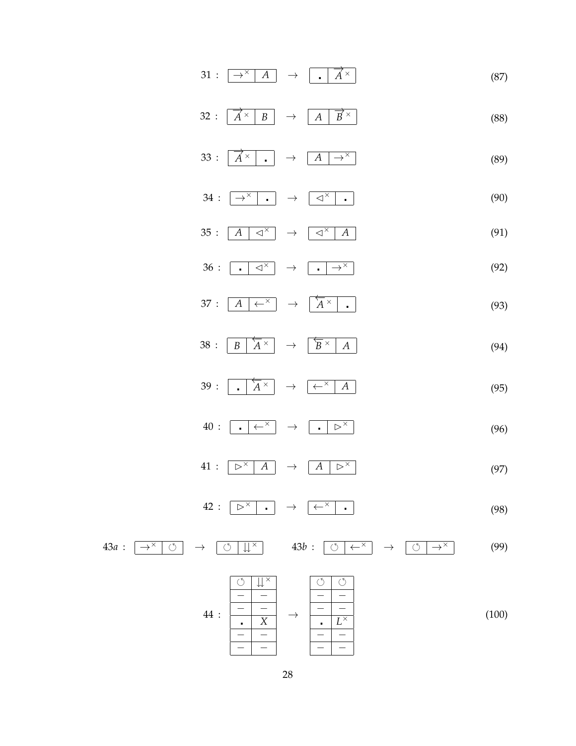$$31: \boxed{\rightarrow^{\times}}\boxed{A} \quad \rightarrow \quad \boxed{\centerdot}\boxed{\overrightarrow{A}^{\times}} \tag{87}$$

$$32: \boxed{\overrightarrow{A}^{\times}}\boxed{B} \quad \rightarrow \quad \boxed{A}\boxed{\overrightarrow{B}^{\times}} \tag{88}$$

$$33: \boxed{\overrightarrow{A}^{\times}}\boxed{\centerdot} \quad \rightarrow \quad \boxed{A}\boxed{\rightarrow^{\times}} \tag{89}$$

$$34: \boxed{\rightarrow^{\times}}\boxed{\centerdot} \quad \rightarrow \quad \boxed{\triangleleft^{\times}}\boxed{\centerdot} \tag{90}$$

$$35: \boxed{A}\boxed{\triangleleft^{\times}} \quad \rightarrow \quad \boxed{\triangleleft^{\times}}\boxed{A} \tag{91}$$

$$36: \boxed{\centerdot}\boxed{\triangleleft^{\times}} \quad \rightarrow \quad \boxed{\centerdot}\boxed{\rightarrow^{\times}} \tag{92}$$

$$37: \boxed{A}\boxed{\leftarrow^{\times}} \quad \rightarrow \quad \boxed{\overleftarrow{A}^{\times}}\boxed{\centerdot} \tag{93}$$

$$38: \boxed{B}\boxed{\overleftarrow{A}^{\times}} \quad \rightarrow \quad \boxed{\overleftarrow{B}^{\times}}\boxed{A} \tag{94}$$

$$39: \boxed{\centerdot}\boxed{\overleftarrow{A}^{\times}} \quad \rightarrow \quad \boxed{\leftarrow^{\times}}\boxed{A} \tag{95}$$

$$40: \boxed{\centerdot}\boxed{\leftarrow^{\times}} \quad \rightarrow \quad \boxed{\centerdot}\boxed{\triangleright^{\times}} \tag{96}$$

$$41: \boxed{\triangleright^{\times}}\boxed{A} \quad \rightarrow \quad \boxed{A}\boxed{\triangleright^{\times}} \tag{97}$$

$$42: \boxed{\triangleright^{\times}}\boxed{\centerdot} \quad \rightarrow \quad \boxed{\leftarrow^{\times}}\boxed{\centerdot} \tag{98}$$

$$43a: \boxed{\rightarrow^{\times}}\boxed{\circlearrowleft} \quad \rightarrow \quad \boxed{\circlearrowleft}\boxed{\downdownarrows^{\times}} \qquad 43b: \boxed{\circlearrowleft}\boxed{\leftarrow^{\times}} \quad \rightarrow \quad \boxed{\circlearrowleft}\boxed{\rightarrow^{\times}} \tag{99}$$

$$44: \begin{array}{|c|c|} \hline \circlearrowleft & \downdownarrows^{\times} \\ \hline - & - \\ \hline - & - \\ \hline \centerdot & X \\ \hline - & - \\ \hline - & - \\ \hline \end{array} \quad \rightarrow \quad \begin{array}{|c|c|} \hline \circlearrowleft & \circlearrowleft \\ \hline - & - \\ \hline - & - \\ \hline \centerdot & L^{\times} \\ \hline - & - \\ \hline - & - \\ \hline \end{array} \tag{100}$$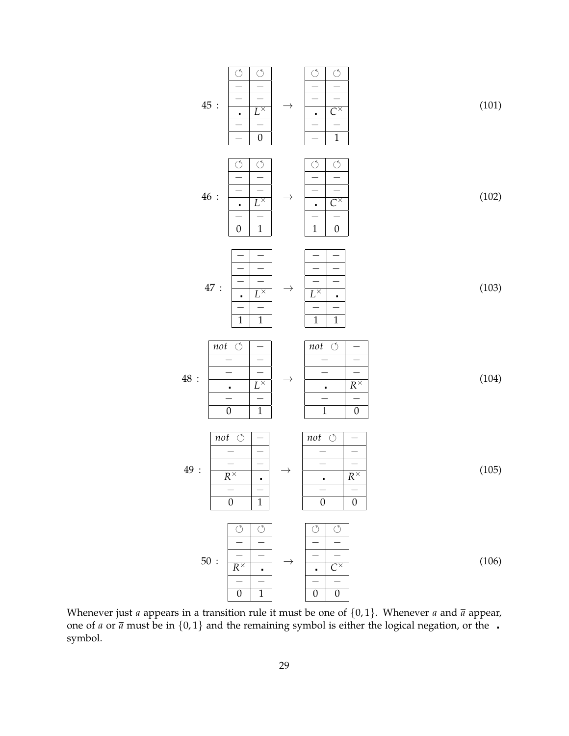45 :

| ↺ | ↺ |
|---|---|
| – | – |
| – | – |
| ▪ | $L^\times$ |
| – | – |
| – | 0 |

→

| ↺ | ↺ |
|---|---|
| – | – |
| – | – |
| ▪ | $C^\times$ |
| – | – |
| – | 1 |

(101)

46 :

| ↺ | ↺ |
|---|---|
| – | – |
| – | – |
| ▪ | $L^\times$ |
| – | – |
| 0 | 1 |

→

| ↺ | ↺ |
|---|---|
| – | – |
| – | – |
| ▪ | $C^\times$ |
| – | – |
| 1 | 0 |

(102)

47 :

| – | – |
|---|---|
| – | – |
| – | – |
| ▪ | $L^\times$ |
| – | – |
| 1 | 1 |

→

| – | – |
|---|---|
| – | – |
| – | – |
| $L^\times$ | ▪ |
| – | – |
| 1 | 1 |

(103)

48 :

| *not* ↺ | – |
|---|---|
| – | – |
| – | – |
| ▪ | $L^\times$ |
| – | – |
| 0 | 1 |

→

| *not* ↺ | – |
|---|---|
| – | – |
| – | – |
| ▪ | $R^\times$ |
| – | – |
| 1 | 0 |

(104)

49 :

| *not* ↺ | – |
|---|---|
| – | – |
| – | – |
| $R^\times$ | ▪ |
| – | – |
| 0 | 1 |

→

| *not* ↺ | – |
|---|---|
| – | – |
| – | – |
| ▪ | $R^\times$ |
| – | – |
| 0 | 0 |

(105)

50 :

| ↺ | ↺ |
|---|---|
| – | – |
| – | – |
| $R^\times$ | ▪ |
| – | – |
| 0 | 1 |

→

| ↺ | ↺ |
|---|---|
| – | – |
| – | – |
| ▪ | $C^\times$ |
| – | – |
| 0 | 0 |

(106)

Whenever just $a$ appears in a transition rule it must be one of $\{0, 1\}$. Whenever $a$ and $\overline{a}$ appear, one of $a$ or $\overline{a}$ must be in $\{0, 1\}$ and the remaining symbol is either the logical negation, or the ▪ symbol.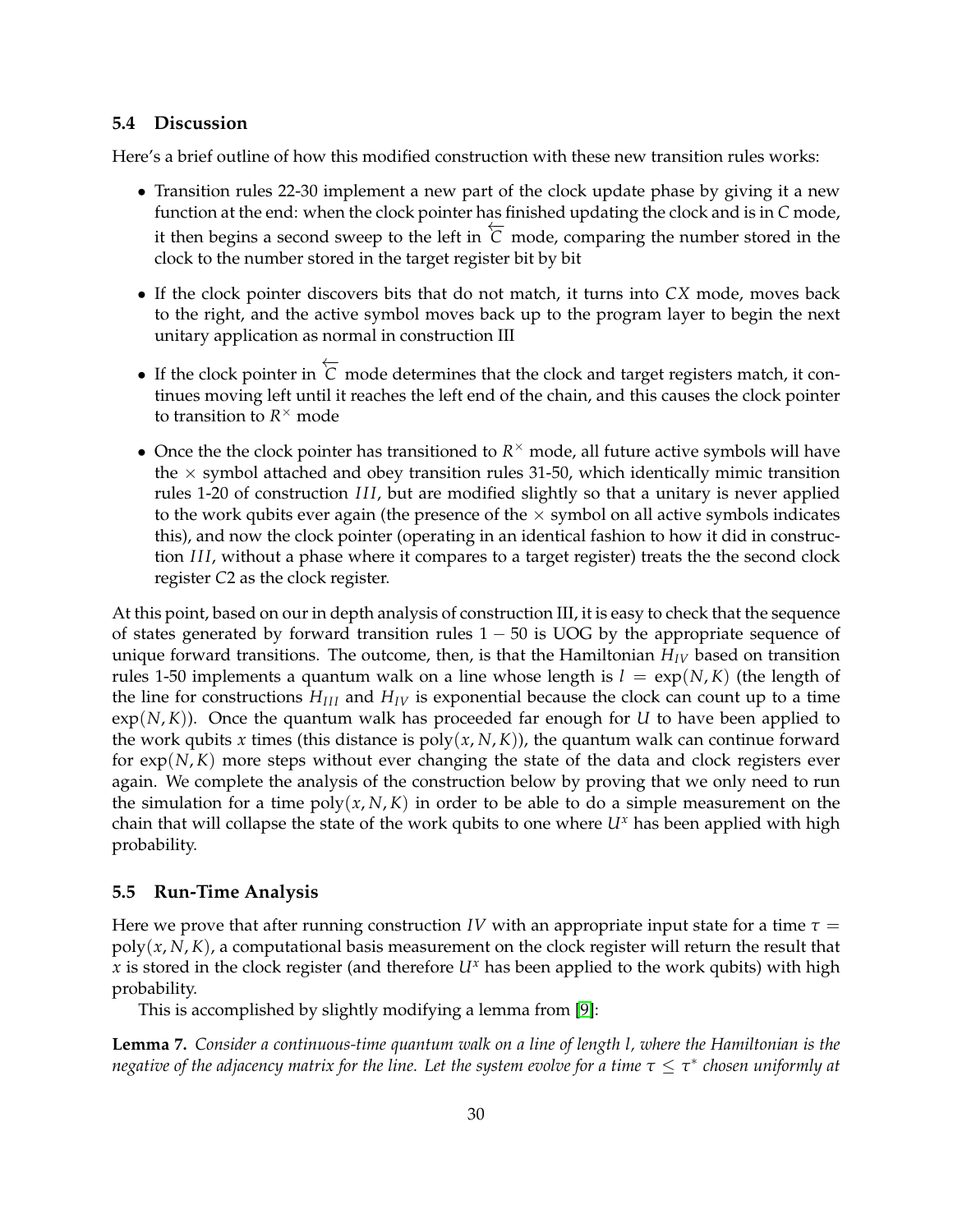### 5.4 Discussion

Here's a brief outline of how this modified construction with these new transition rules works:

- Transition rules 22-30 implement a new part of the clock update phase by giving it a new function at the end: when the clock pointer has finished updating the clock and is in $C$ mode, it then begins a second sweep to the left in $\overleftarrow{C}$ mode, comparing the number stored in the clock to the number stored in the target register bit by bit
- If the clock pointer discovers bits that do not match, it turns into $CX$ mode, moves back to the right, and the active symbol moves back up to the program layer to begin the next unitary application as normal in construction III
- If the clock pointer in $\overleftarrow{C}$ mode determines that the clock and target registers match, it continues moving left until it reaches the left end of the chain, and this causes the clock pointer to transition to $R^{\times}$ mode
- Once the the clock pointer has transitioned to $R^{\times}$ mode, all future active symbols will have the $\times$ symbol attached and obey transition rules 31-50, which identically mimic transition rules 1-20 of construction $III$, but are modified slightly so that a unitary is never applied to the work qubits ever again (the presence of the $\times$ symbol on all active symbols indicates this), and now the clock pointer (operating in an identical fashion to how it did in construction $III$, without a phase where it compares to a target register) treats the the second clock register $C2$ as the clock register.

At this point, based on our in depth analysis of construction III, it is easy to check that the sequence of states generated by forward transition rules $1-50$ is UOG by the appropriate sequence of unique forward transitions. The outcome, then, is that the Hamiltonian $H_{IV}$ based on transition rules 1-50 implements a quantum walk on a line whose length is $l = \exp(N, K)$ (the length of the line for constructions $H_{III}$ and $H_{IV}$ is exponential because the clock can count up to a time $\exp(N, K)$). Once the quantum walk has proceeded far enough for $U$ to have been applied to the work qubits $x$ times (this distance is $\text{poly}(x, N, K)$), the quantum walk can continue forward for $\exp(N, K)$ more steps without ever changing the state of the data and clock registers ever again. We complete the analysis of the construction below by proving that we only need to run the simulation for a time $\text{poly}(x, N, K)$ in order to be able to do a simple measurement on the chain that will collapse the state of the work qubits to one where $U^x$ has been applied with high probability.

### 5.5 Run-Time Analysis

Here we prove that after running construction $IV$ with an appropriate input state for a time $\tau = \text{poly}(x, N, K)$, a computational basis measurement on the clock register will return the result that $x$ is stored in the clock register (and therefore $U^x$ has been applied to the work qubits) with high probability.

This is accomplished by slightly modifying a lemma from [9]:

**Lemma 7.** *Consider a continuous-time quantum walk on a line of length $l$, where the Hamiltonian is the negative of the adjacency matrix for the line. Let the system evolve for a time $\tau \leq \tau^*$ chosen uniformly at*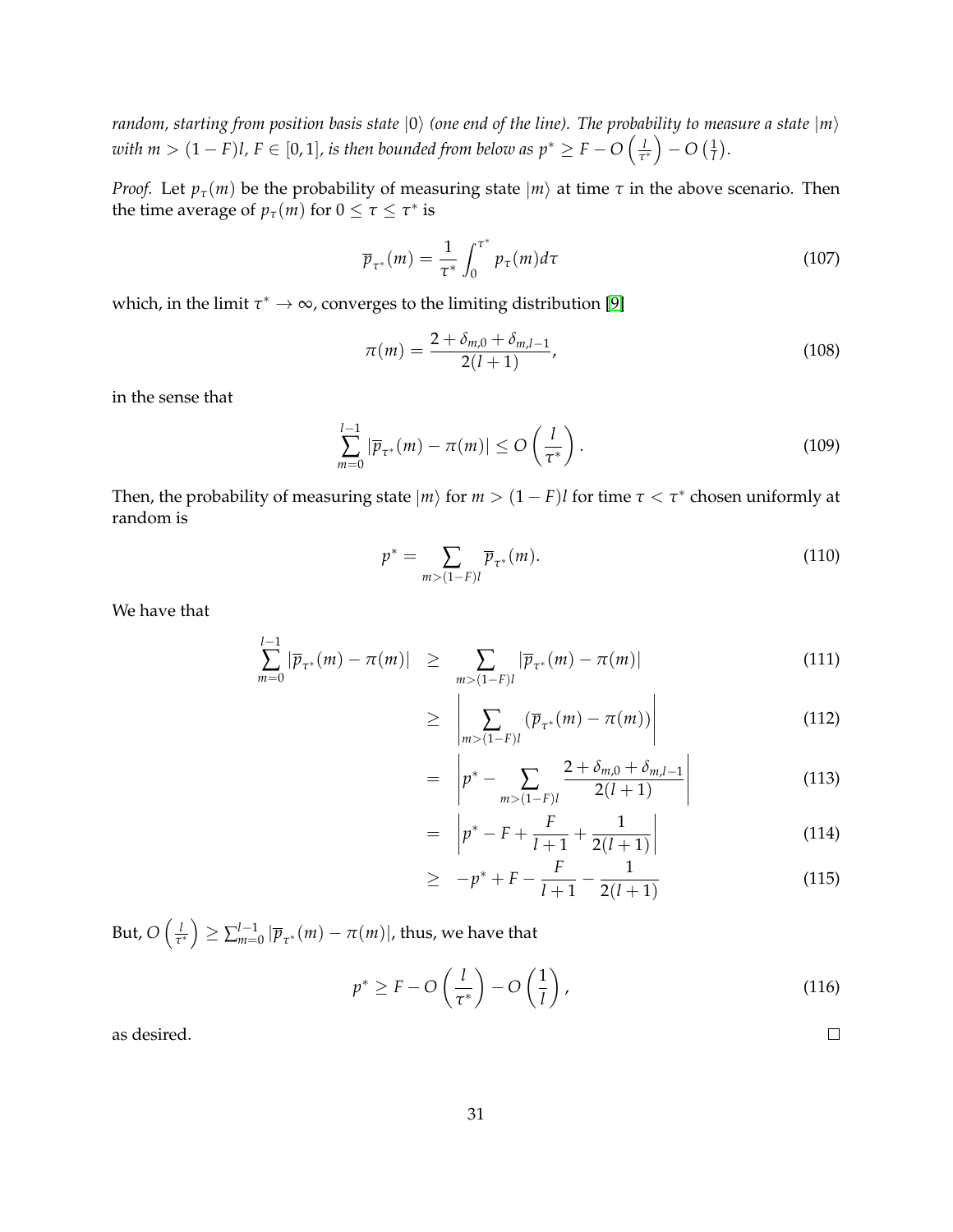*random, starting from position basis state $|0\rangle$ (one end of the line). The probability to measure a state $|m\rangle$ with $m > (1-F)l$, $F \in [0,1]$, is then bounded from below as $p^* \geq F - O\left(\frac{l}{\tau^*}\right) - O\left(\frac{1}{l}\right)$.*

*Proof.* Let $p_\tau(m)$ be the probability of measuring state $|m\rangle$ at time $\tau$ in the above scenario. Then the time average of $p_\tau(m)$ for $0 \leq \tau \leq \tau^*$ is

$$\overline{p}_{\tau^*}(m) = \frac{1}{\tau^*} \int_0^{\tau^*} p_\tau(m) d\tau \tag{107}$$

which, in the limit $\tau^* \to \infty$, converges to the limiting distribution [9]

$$\pi(m) = \frac{2 + \delta_{m,0} + \delta_{m,l-1}}{2(l+1)}, \tag{108}$$

in the sense that

$$\sum_{m=0}^{l-1} |\overline{p}_{\tau^*}(m) - \pi(m)| \leq O\left(\frac{l}{\tau^*}\right). \tag{109}$$

Then, the probability of measuring state $|m\rangle$ for $m > (1-F)l$ for time $\tau < \tau^*$ chosen uniformly at random is

$$p^* = \sum_{m > (1-F)l} \overline{p}_{\tau^*}(m). \tag{110}$$

We have that

$$\begin{aligned}
\sum_{m=0}^{l-1} |\overline{p}_{\tau^*}(m) - \pi(m)| &\geq \sum_{m > (1-F)l} |\overline{p}_{\tau^*}(m) - \pi(m)| && (111) \\
&\geq \left| \sum_{m > (1-F)l} (\overline{p}_{\tau^*}(m) - \pi(m)) \right| && (112) \\
&= \left| p^* - \sum_{m > (1-F)l} \frac{2 + \delta_{m,0} + \delta_{m,l-1}}{2(l+1)} \right| && (113) \\
&= \left| p^* - F + \frac{F}{l+1} + \frac{1}{2(l+1)} \right| && (114) \\
&\geq -p^* + F - \frac{F}{l+1} - \frac{1}{2(l+1)} && (115)
\end{aligned}$$

But, $O\left(\frac{l}{\tau^*}\right) \geq \sum_{m=0}^{l-1} |\overline{p}_{\tau^*}(m) - \pi(m)|$, thus, we have that

$$p^* \geq F - O\left(\frac{l}{\tau^*}\right) - O\left(\frac{1}{l}\right), \tag{116}$$

as desired. □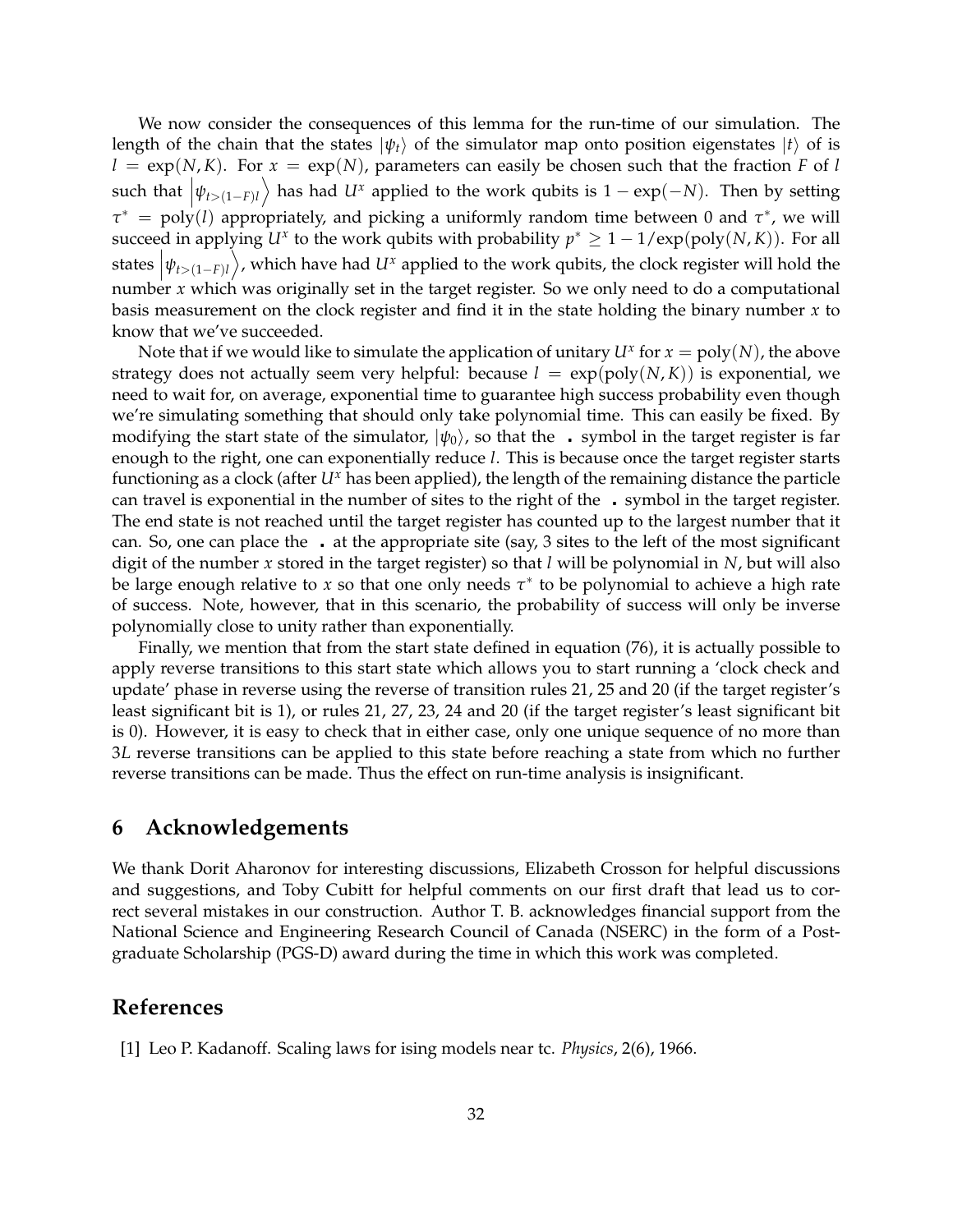We now consider the consequences of this lemma for the run-time of our simulation. The length of the chain that the states $|\psi_t\rangle$ of the simulator map onto position eigenstates $|t\rangle$ of is $l = \exp(N, K)$. For $x = \exp(N)$, parameters can easily be chosen such that the fraction $F$ of $l$ such that $\left|\psi_{t>(1-F)l}\right\rangle$ has had $U^x$ applied to the work qubits is $1 - \exp(-N)$. Then by setting $\tau^* = \text{poly}(l)$ appropriately, and picking a uniformly random time between 0 and $\tau^*$, we will succeed in applying $U^x$ to the work qubits with probability $p^* \geq 1 - 1/\exp(\text{poly}(N, K))$. For all states $\left|\psi_{t>(1-F)l}\right\rangle$, which have had $U^x$ applied to the work qubits, the clock register will hold the number $x$ which was originally set in the target register. So we only need to do a computational basis measurement on the clock register and find it in the state holding the binary number $x$ to know that we've succeeded.

Note that if we would like to simulate the application of unitary $U^x$ for $x = \text{poly}(N)$, the above strategy does not actually seem very helpful: because $l = \exp(\text{poly}(N, K))$ is exponential, we need to wait for, on average, exponential time to guarantee high success probability even though we're simulating something that should only take polynomial time. This can easily be fixed. By modifying the start state of the simulator, $|\psi_0\rangle$, so that the . symbol in the target register is far enough to the right, one can exponentially reduce $l$. This is because once the target register starts functioning as a clock (after $U^x$ has been applied), the length of the remaining distance the particle can travel is exponential in the number of sites to the right of the . symbol in the target register. The end state is not reached until the target register has counted up to the largest number that it can. So, one can place the . at the appropriate site (say, 3 sites to the left of the most significant digit of the number $x$ stored in the target register) so that $l$ will be polynomial in $N$, but will also be large enough relative to $x$ so that one only needs $\tau^*$ to be polynomial to achieve a high rate of success. Note, however, that in this scenario, the probability of success will only be inverse polynomially close to unity rather than exponentially.

Finally, we mention that from the start state defined in equation (76), it is actually possible to apply reverse transitions to this start state which allows you to start running a 'clock check and update' phase in reverse using the reverse of transition rules 21, 25 and 20 (if the target register's least significant bit is 1), or rules 21, 27, 23, 24 and 20 (if the target register's least significant bit is 0). However, it is easy to check that in either case, only one unique sequence of no more than $3L$ reverse transitions can be applied to this state before reaching a state from which no further reverse transitions can be made. Thus the effect on run-time analysis is insignificant.

## 6 Acknowledgements

We thank Dorit Aharonov for interesting discussions, Elizabeth Crosson for helpful discussions and suggestions, and Toby Cubitt for helpful comments on our first draft that lead us to correct several mistakes in our construction. Author T. B. acknowledges financial support from the National Science and Engineering Research Council of Canada (NSERC) in the form of a Post-graduate Scholarship (PGS-D) award during the time in which this work was completed.

## References

[1] Leo P. Kadanoff. Scaling laws for ising models near tc. *Physics*, 2(6), 1966.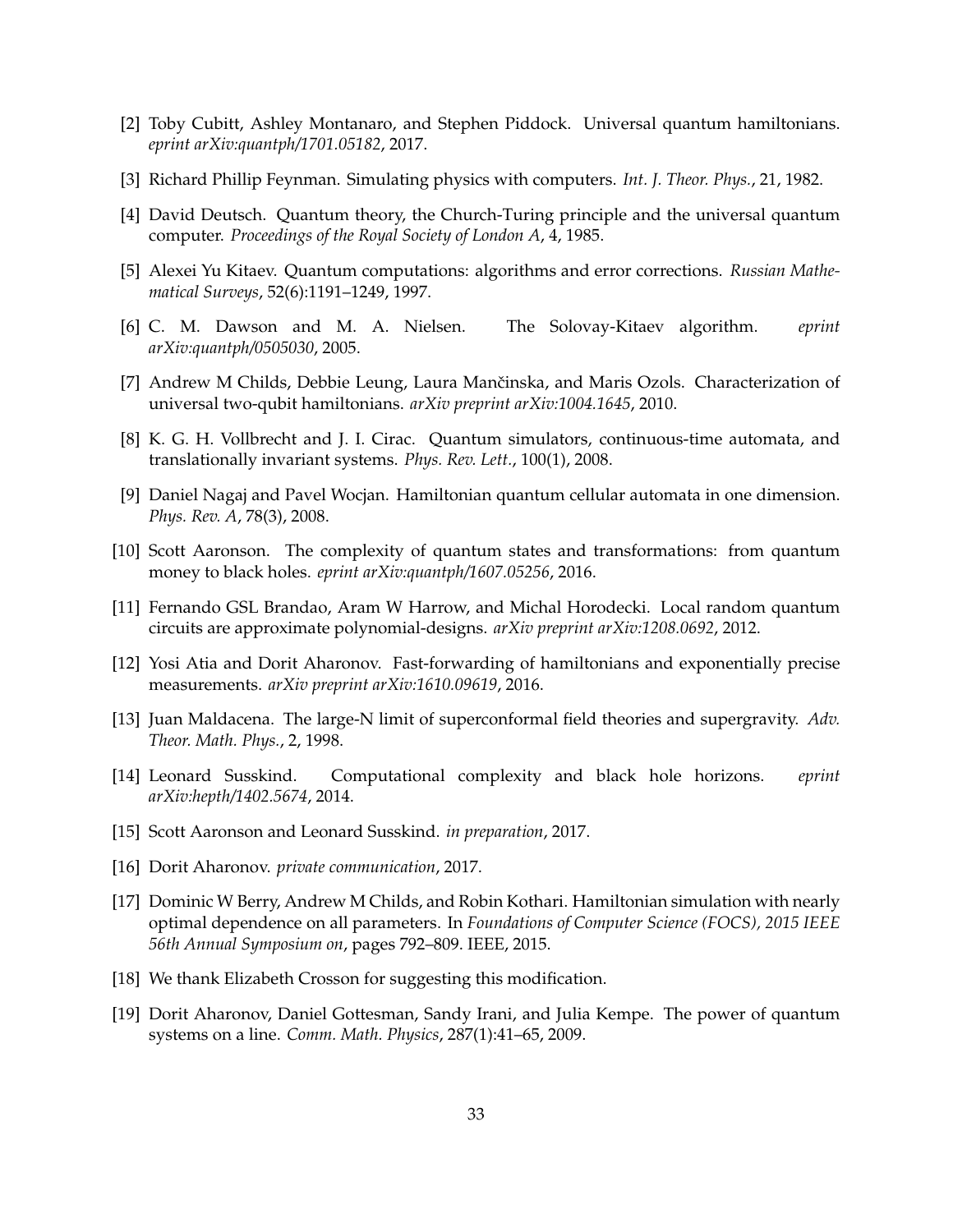[2] Toby Cubitt, Ashley Montanaro, and Stephen Piddock. Universal quantum hamiltonians. *eprint arXiv:quantph/1701.05182*, 2017.

[3] Richard Phillip Feynman. Simulating physics with computers. *Int. J. Theor. Phys.*, 21, 1982.

[4] David Deutsch. Quantum theory, the Church-Turing principle and the universal quantum computer. *Proceedings of the Royal Society of London A*, 4, 1985.

[5] Alexei Yu Kitaev. Quantum computations: algorithms and error corrections. *Russian Mathematical Surveys*, 52(6):1191–1249, 1997.

[6] C. M. Dawson and M. A. Nielsen. The Solovay-Kitaev algorithm. *eprint arXiv:quantph/0505030*, 2005.

[7] Andrew M Childs, Debbie Leung, Laura Mančinska, and Maris Ozols. Characterization of universal two-qubit hamiltonians. *arXiv preprint arXiv:1004.1645*, 2010.

[8] K. G. H. Vollbrecht and J. I. Cirac. Quantum simulators, continuous-time automata, and translationally invariant systems. *Phys. Rev. Lett.*, 100(1), 2008.

[9] Daniel Nagaj and Pavel Wocjan. Hamiltonian quantum cellular automata in one dimension. *Phys. Rev. A*, 78(3), 2008.

[10] Scott Aaronson. The complexity of quantum states and transformations: from quantum money to black holes. *eprint arXiv:quantph/1607.05256*, 2016.

[11] Fernando GSL Brandao, Aram W Harrow, and Michal Horodecki. Local random quantum circuits are approximate polynomial-designs. *arXiv preprint arXiv:1208.0692*, 2012.

[12] Yosi Atia and Dorit Aharonov. Fast-forwarding of hamiltonians and exponentially precise measurements. *arXiv preprint arXiv:1610.09619*, 2016.

[13] Juan Maldacena. The large-N limit of superconformal field theories and supergravity. *Adv. Theor. Math. Phys.*, 2, 1998.

[14] Leonard Susskind. Computational complexity and black hole horizons. *eprint arXiv:hepth/1402.5674*, 2014.

[15] Scott Aaronson and Leonard Susskind. *in preparation*, 2017.

[16] Dorit Aharonov. *private communication*, 2017.

[17] Dominic W Berry, Andrew M Childs, and Robin Kothari. Hamiltonian simulation with nearly optimal dependence on all parameters. In *Foundations of Computer Science (FOCS), 2015 IEEE 56th Annual Symposium on*, pages 792–809. IEEE, 2015.

[18] We thank Elizabeth Crosson for suggesting this modification.

[19] Dorit Aharonov, Daniel Gottesman, Sandy Irani, and Julia Kempe. The power of quantum systems on a line. *Comm. Math. Physics*, 287(1):41–65, 2009.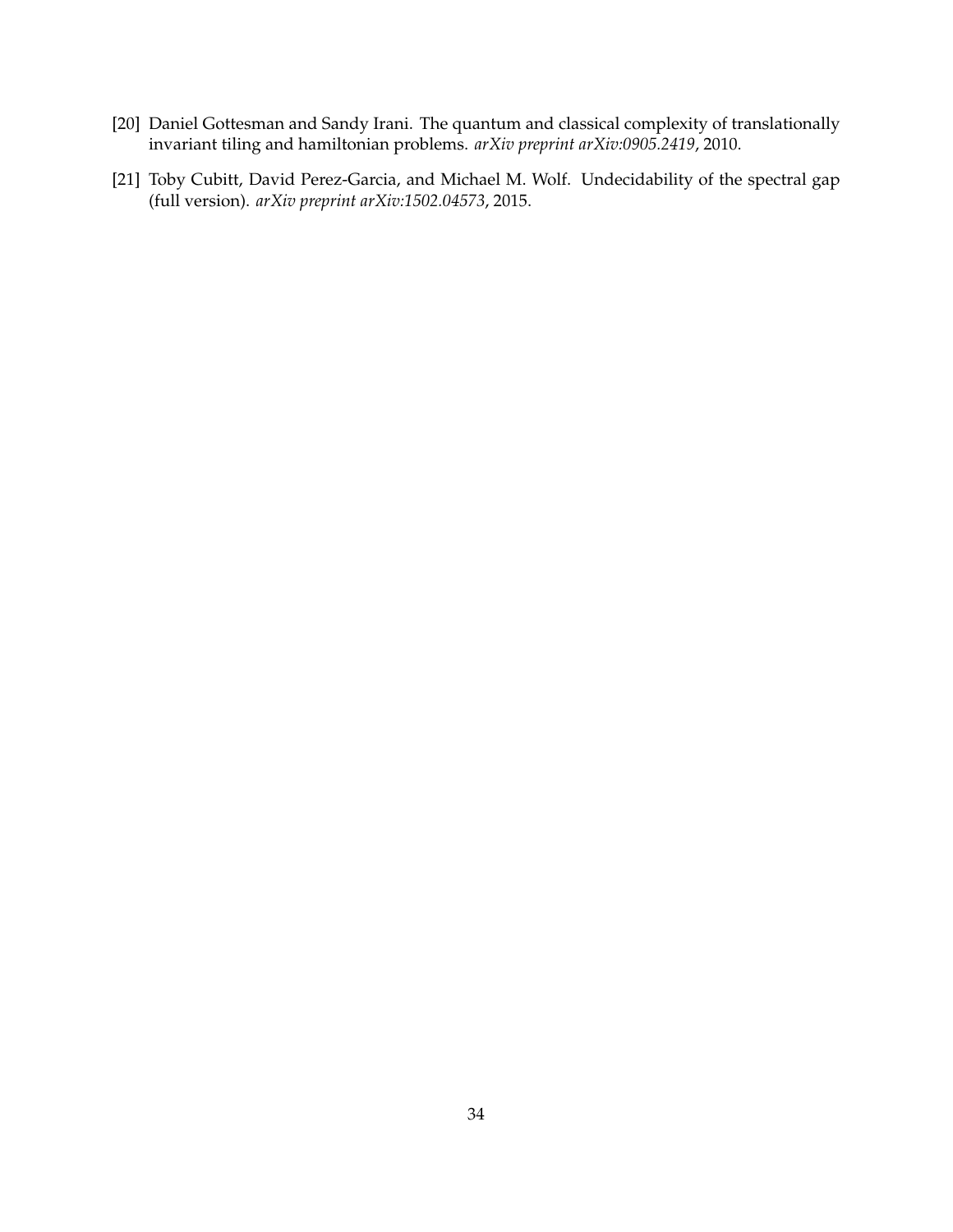[20] Daniel Gottesman and Sandy Irani. The quantum and classical complexity of translationally invariant tiling and hamiltonian problems. *arXiv preprint arXiv:0905.2419*, 2010.

[21] Toby Cubitt, David Perez-Garcia, and Michael M. Wolf. Undecidability of the spectral gap (full version). *arXiv preprint arXiv:1502.04573*, 2015.